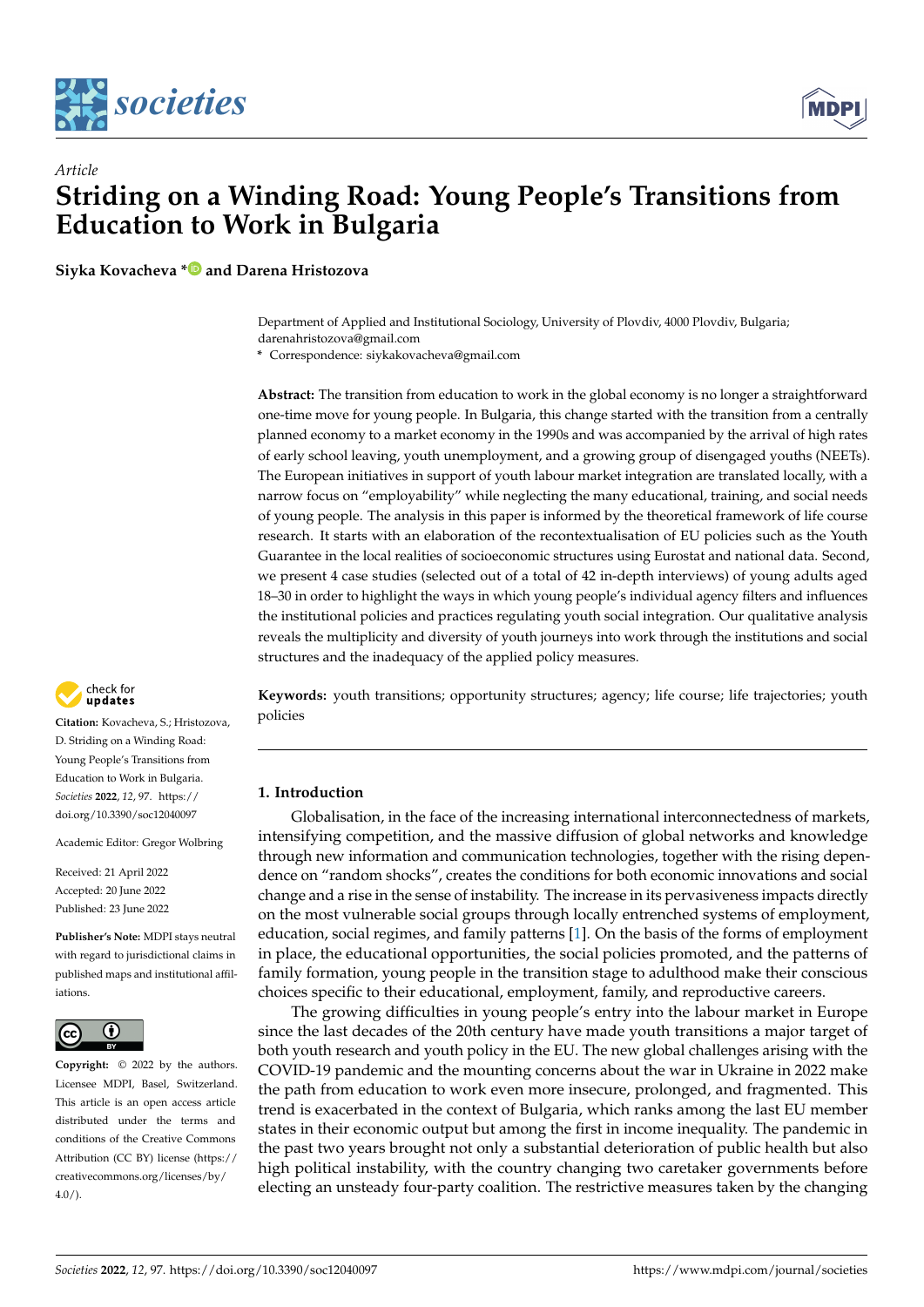*Article*

# Striding on a Winding Road: Young People's Transitions from Education to Work in Bulgaria

**Siyka Kovacheva * and Darena Hristozova**

Department of Applied and Institutional Sociology, University of Plovdiv, 4000 Plovdiv, Bulgaria; darenahristozova@gmail.com

* Correspondence: siykakovacheva@gmail.com

**Abstract:** The transition from education to work in the global economy is no longer a straightforward one-time move for young people. In Bulgaria, this change started with the transition from a centrally planned economy to a market economy in the 1990s and was accompanied by the arrival of high rates of early school leaving, youth unemployment, and a growing group of disengaged youths (NEETs). The European initiatives in support of youth labour market integration are translated locally, with a narrow focus on "employability" while neglecting the many educational, training, and social needs of young people. The analysis in this paper is informed by the theoretical framework of life course research. It starts with an elaboration of the recontextualisation of EU policies such as the Youth Guarantee in the local realities of socioeconomic structures using Eurostat and national data. Second, we present 4 case studies (selected out of a total of 42 in-depth interviews) of young adults aged 18–30 in order to highlight the ways in which young people's individual agency filters and influences the institutional policies and practices regulating youth social integration. Our qualitative analysis reveals the multiplicity and diversity of youth journeys into work through the institutions and social structures and the inadequacy of the applied policy measures.

**Keywords:** youth transitions; opportunity structures; agency; life course; life trajectories; youth policies

**Citation:** Kovacheva, S.; Hristozova, D. Striding on a Winding Road: Young People's Transitions from Education to Work in Bulgaria. *Societies* **2022**, *12*, 97. https://doi.org/10.3390/soc12040097

Academic Editor: Gregor Wolbring

Received: 21 April 2022
Accepted: 20 June 2022
Published: 23 June 2022

**Publisher's Note:** MDPI stays neutral with regard to jurisdictional claims in published maps and institutional affiliations.

**Copyright:** © 2022 by the authors. Licensee MDPI, Basel, Switzerland. This article is an open access article distributed under the terms and conditions of the Creative Commons Attribution (CC BY) license (https://creativecommons.org/licenses/by/4.0/).

## 1. Introduction

Globalisation, in the face of the increasing international interconnectedness of markets, intensifying competition, and the massive diffusion of global networks and knowledge through new information and communication technologies, together with the rising dependence on "random shocks", creates the conditions for both economic innovations and social change and a rise in the sense of instability. The increase in its pervasiveness impacts directly on the most vulnerable social groups through locally entrenched systems of employment, education, social regimes, and family patterns [1]. On the basis of the forms of employment in place, the educational opportunities, the social policies promoted, and the patterns of family formation, young people in the transition stage to adulthood make their conscious choices specific to their educational, employment, family, and reproductive careers.

The growing difficulties in young people's entry into the labour market in Europe since the last decades of the 20th century have made youth transitions a major target of both youth research and youth policy in the EU. The new global challenges arising with the COVID-19 pandemic and the mounting concerns about the war in Ukraine in 2022 make the path from education to work even more insecure, prolonged, and fragmented. This trend is exacerbated in the context of Bulgaria, which ranks among the last EU member states in their economic output but among the first in income inequality. The pandemic in the past two years brought not only a substantial deterioration of public health but also high political instability, with the country changing two caretaker governments before electing an unsteady four-party coalition. The restrictive measures taken by the changing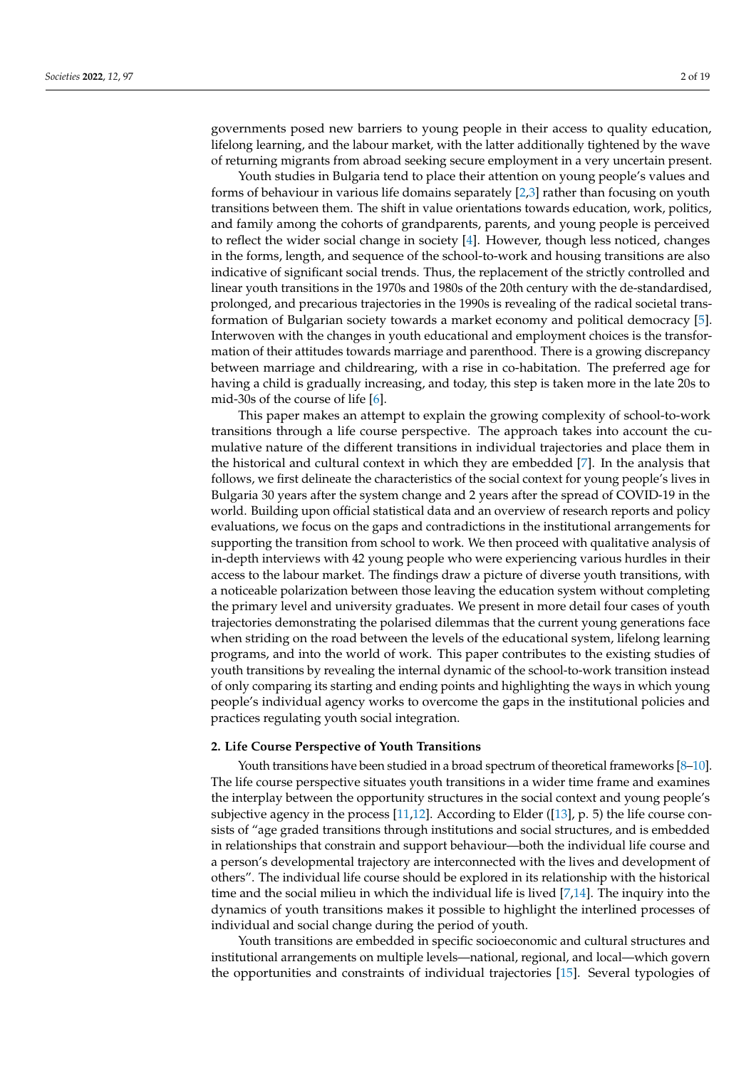governments posed new barriers to young people in their access to quality education, lifelong learning, and the labour market, with the latter additionally tightened by the wave of returning migrants from abroad seeking secure employment in a very uncertain present.

Youth studies in Bulgaria tend to place their attention on young people's values and forms of behaviour in various life domains separately [2,3] rather than focusing on youth transitions between them. The shift in value orientations towards education, work, politics, and family among the cohorts of grandparents, parents, and young people is perceived to reflect the wider social change in society [4]. However, though less noticed, changes in the forms, length, and sequence of the school-to-work and housing transitions are also indicative of significant social trends. Thus, the replacement of the strictly controlled and linear youth transitions in the 1970s and 1980s of the 20th century with the de-standardised, prolonged, and precarious trajectories in the 1990s is revealing of the radical societal transformation of Bulgarian society towards a market economy and political democracy [5]. Interwoven with the changes in youth educational and employment choices is the transformation of their attitudes towards marriage and parenthood. There is a growing discrepancy between marriage and childrearing, with a rise in co-habitation. The preferred age for having a child is gradually increasing, and today, this step is taken more in the late 20s to mid-30s of the course of life [6].

This paper makes an attempt to explain the growing complexity of school-to-work transitions through a life course perspective. The approach takes into account the cumulative nature of the different transitions in individual trajectories and place them in the historical and cultural context in which they are embedded [7]. In the analysis that follows, we first delineate the characteristics of the social context for young people's lives in Bulgaria 30 years after the system change and 2 years after the spread of COVID-19 in the world. Building upon official statistical data and an overview of research reports and policy evaluations, we focus on the gaps and contradictions in the institutional arrangements for supporting the transition from school to work. We then proceed with qualitative analysis of in-depth interviews with 42 young people who were experiencing various hurdles in their access to the labour market. The findings draw a picture of diverse youth transitions, with a noticeable polarization between those leaving the education system without completing the primary level and university graduates. We present in more detail four cases of youth trajectories demonstrating the polarised dilemmas that the current young generations face when striding on the road between the levels of the educational system, lifelong learning programs, and into the world of work. This paper contributes to the existing studies of youth transitions by revealing the internal dynamic of the school-to-work transition instead of only comparing its starting and ending points and highlighting the ways in which young people's individual agency works to overcome the gaps in the institutional policies and practices regulating youth social integration.

## 2. Life Course Perspective of Youth Transitions

Youth transitions have been studied in a broad spectrum of theoretical frameworks [8–10]. The life course perspective situates youth transitions in a wider time frame and examines the interplay between the opportunity structures in the social context and young people's subjective agency in the process [11,12]. According to Elder ([13], p. 5) the life course consists of "age graded transitions through institutions and social structures, and is embedded in relationships that constrain and support behaviour—both the individual life course and a person's developmental trajectory are interconnected with the lives and development of others". The individual life course should be explored in its relationship with the historical time and the social milieu in which the individual life is lived [7,14]. The inquiry into the dynamics of youth transitions makes it possible to highlight the interlined processes of individual and social change during the period of youth.

Youth transitions are embedded in specific socioeconomic and cultural structures and institutional arrangements on multiple levels—national, regional, and local—which govern the opportunities and constraints of individual trajectories [15]. Several typologies of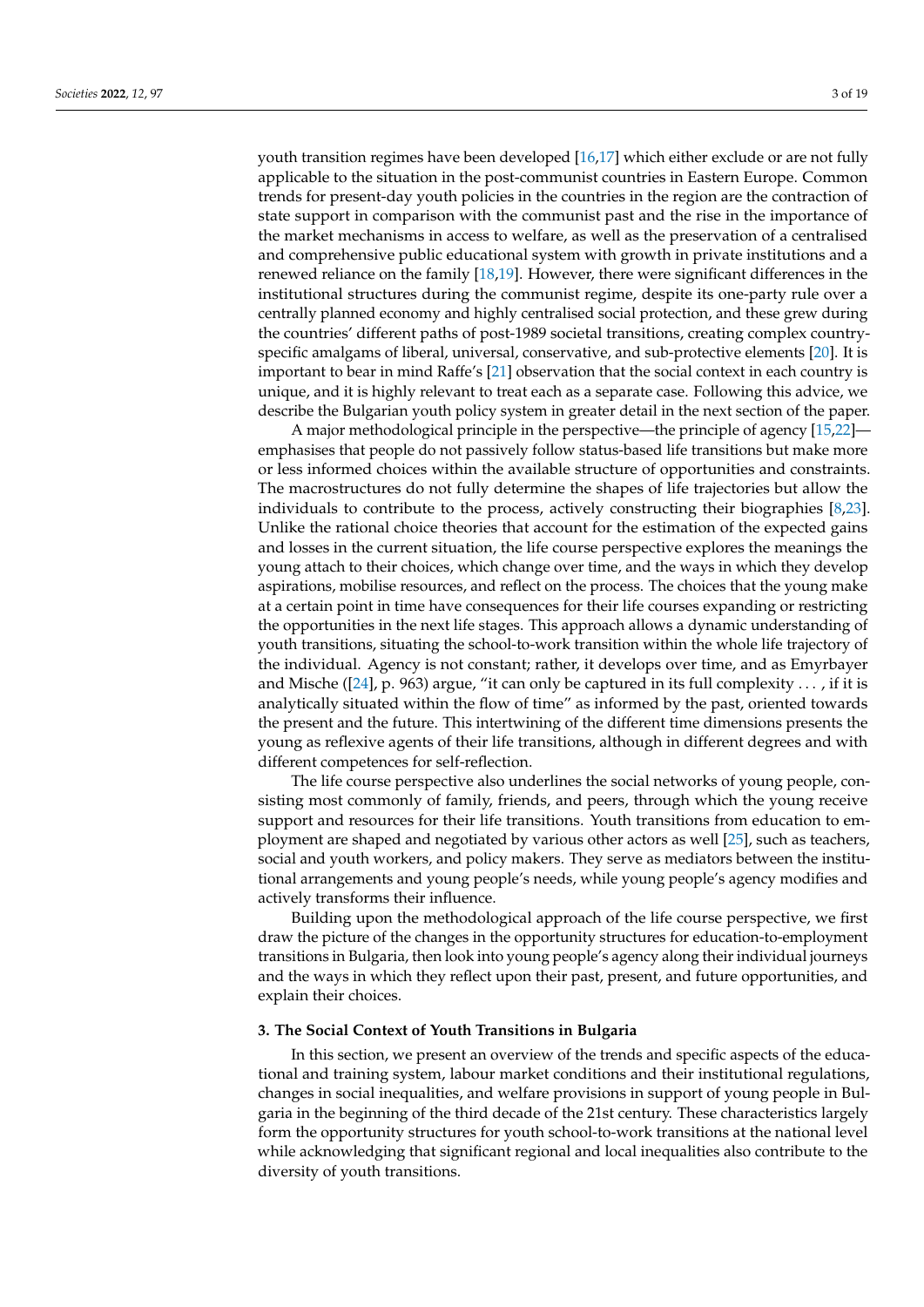youth transition regimes have been developed [16,17] which either exclude or are not fully applicable to the situation in the post-communist countries in Eastern Europe. Common trends for present-day youth policies in the countries in the region are the contraction of state support in comparison with the communist past and the rise in the importance of the market mechanisms in access to welfare, as well as the preservation of a centralised and comprehensive public educational system with growth in private institutions and a renewed reliance on the family [18,19]. However, there were significant differences in the institutional structures during the communist regime, despite its one-party rule over a centrally planned economy and highly centralised social protection, and these grew during the countries' different paths of post-1989 societal transitions, creating complex country-specific amalgams of liberal, universal, conservative, and sub-protective elements [20]. It is important to bear in mind Raffe's [21] observation that the social context in each country is unique, and it is highly relevant to treat each as a separate case. Following this advice, we describe the Bulgarian youth policy system in greater detail in the next section of the paper.

A major methodological principle in the perspective—the principle of agency [15,22]—emphasises that people do not passively follow status-based life transitions but make more or less informed choices within the available structure of opportunities and constraints. The macrostructures do not fully determine the shapes of life trajectories but allow the individuals to contribute to the process, actively constructing their biographies [8,23]. Unlike the rational choice theories that account for the estimation of the expected gains and losses in the current situation, the life course perspective explores the meanings the young attach to their choices, which change over time, and the ways in which they develop aspirations, mobilise resources, and reflect on the process. The choices that the young make at a certain point in time have consequences for their life courses expanding or restricting the opportunities in the next life stages. This approach allows a dynamic understanding of youth transitions, situating the school-to-work transition within the whole life trajectory of the individual. Agency is not constant; rather, it develops over time, and as Emyrbayer and Mische ([24], p. 963) argue, "it can only be captured in its full complexity . . . , if it is analytically situated within the flow of time" as informed by the past, oriented towards the present and the future. This intertwining of the different time dimensions presents the young as reflexive agents of their life transitions, although in different degrees and with different competences for self-reflection.

The life course perspective also underlines the social networks of young people, consisting most commonly of family, friends, and peers, through which the young receive support and resources for their life transitions. Youth transitions from education to employment are shaped and negotiated by various other actors as well [25], such as teachers, social and youth workers, and policy makers. They serve as mediators between the institutional arrangements and young people's needs, while young people's agency modifies and actively transforms their influence.

Building upon the methodological approach of the life course perspective, we first draw the picture of the changes in the opportunity structures for education-to-employment transitions in Bulgaria, then look into young people's agency along their individual journeys and the ways in which they reflect upon their past, present, and future opportunities, and explain their choices.

## 3. The Social Context of Youth Transitions in Bulgaria

In this section, we present an overview of the trends and specific aspects of the educational and training system, labour market conditions and their institutional regulations, changes in social inequalities, and welfare provisions in support of young people in Bulgaria in the beginning of the third decade of the 21st century. These characteristics largely form the opportunity structures for youth school-to-work transitions at the national level while acknowledging that significant regional and local inequalities also contribute to the diversity of youth transitions.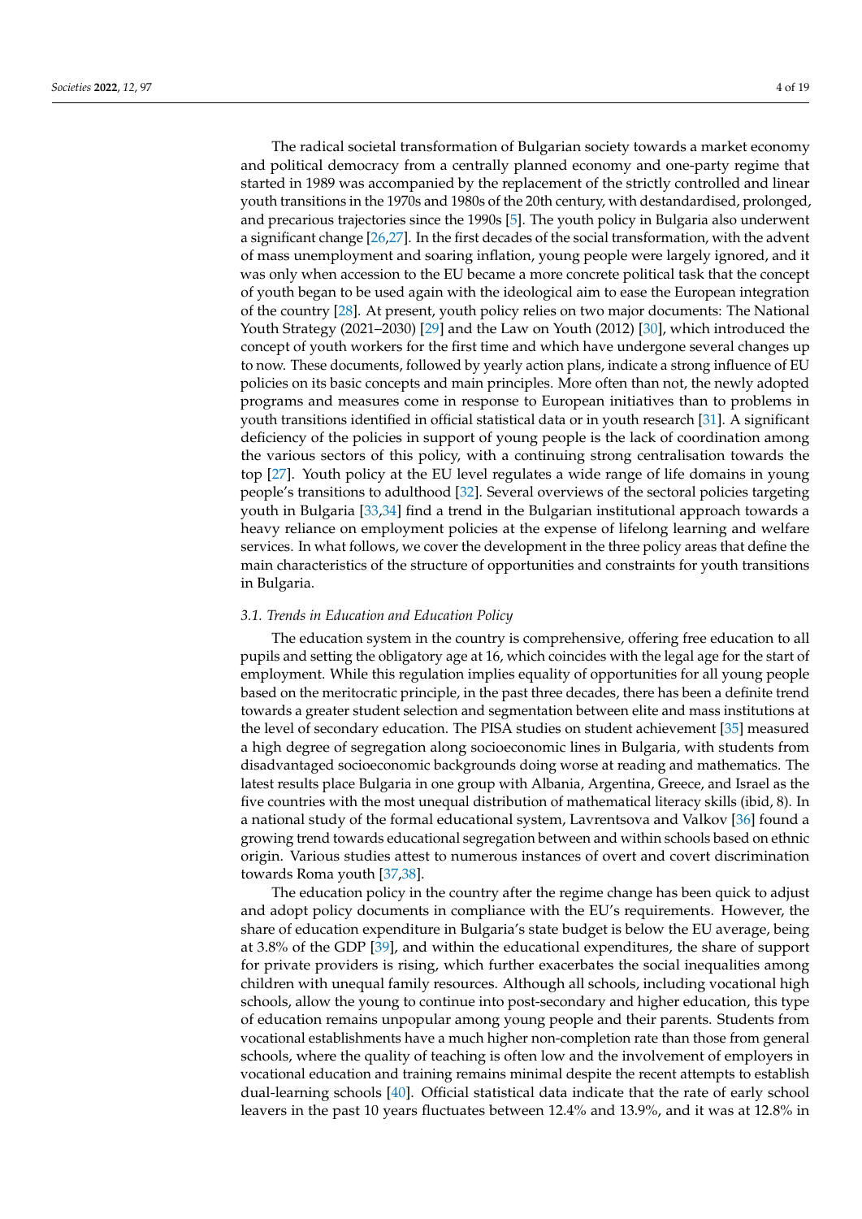The radical societal transformation of Bulgarian society towards a market economy and political democracy from a centrally planned economy and one-party regime that started in 1989 was accompanied by the replacement of the strictly controlled and linear youth transitions in the 1970s and 1980s of the 20th century, with destandardised, prolonged, and precarious trajectories since the 1990s [5]. The youth policy in Bulgaria also underwent a significant change [26,27]. In the first decades of the social transformation, with the advent of mass unemployment and soaring inflation, young people were largely ignored, and it was only when accession to the EU became a more concrete political task that the concept of youth began to be used again with the ideological aim to ease the European integration of the country [28]. At present, youth policy relies on two major documents: The National Youth Strategy (2021–2030) [29] and the Law on Youth (2012) [30], which introduced the concept of youth workers for the first time and which have undergone several changes up to now. These documents, followed by yearly action plans, indicate a strong influence of EU policies on its basic concepts and main principles. More often than not, the newly adopted programs and measures come in response to European initiatives than to problems in youth transitions identified in official statistical data or in youth research [31]. A significant deficiency of the policies in support of young people is the lack of coordination among the various sectors of this policy, with a continuing strong centralisation towards the top [27]. Youth policy at the EU level regulates a wide range of life domains in young people's transitions to adulthood [32]. Several overviews of the sectoral policies targeting youth in Bulgaria [33,34] find a trend in the Bulgarian institutional approach towards a heavy reliance on employment policies at the expense of lifelong learning and welfare services. In what follows, we cover the development in the three policy areas that define the main characteristics of the structure of opportunities and constraints for youth transitions in Bulgaria.

### 3.1. Trends in Education and Education Policy

The education system in the country is comprehensive, offering free education to all pupils and setting the obligatory age at 16, which coincides with the legal age for the start of employment. While this regulation implies equality of opportunities for all young people based on the meritocratic principle, in the past three decades, there has been a definite trend towards a greater student selection and segmentation between elite and mass institutions at the level of secondary education. The PISA studies on student achievement [35] measured a high degree of segregation along socioeconomic lines in Bulgaria, with students from disadvantaged socioeconomic backgrounds doing worse at reading and mathematics. The latest results place Bulgaria in one group with Albania, Argentina, Greece, and Israel as the five countries with the most unequal distribution of mathematical literacy skills (ibid, 8). In a national study of the formal educational system, Lavrentsova and Valkov [36] found a growing trend towards educational segregation between and within schools based on ethnic origin. Various studies attest to numerous instances of overt and covert discrimination towards Roma youth [37,38].

The education policy in the country after the regime change has been quick to adjust and adopt policy documents in compliance with the EU's requirements. However, the share of education expenditure in Bulgaria's state budget is below the EU average, being at 3.8% of the GDP [39], and within the educational expenditures, the share of support for private providers is rising, which further exacerbates the social inequalities among children with unequal family resources. Although all schools, including vocational high schools, allow the young to continue into post-secondary and higher education, this type of education remains unpopular among young people and their parents. Students from vocational establishments have a much higher non-completion rate than those from general schools, where the quality of teaching is often low and the involvement of employers in vocational education and training remains minimal despite the recent attempts to establish dual-learning schools [40]. Official statistical data indicate that the rate of early school leavers in the past 10 years fluctuates between 12.4% and 13.9%, and it was at 12.8% in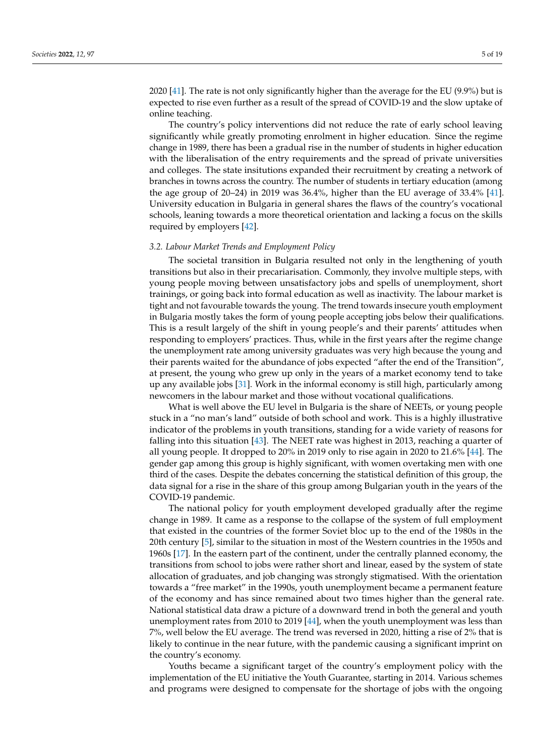2020 [41]. The rate is not only significantly higher than the average for the EU (9.9%) but is expected to rise even further as a result of the spread of COVID-19 and the slow uptake of online teaching.

The country's policy interventions did not reduce the rate of early school leaving significantly while greatly promoting enrolment in higher education. Since the regime change in 1989, there has been a gradual rise in the number of students in higher education with the liberalisation of the entry requirements and the spread of private universities and colleges. The state insitutions expanded their recruitment by creating a network of branches in towns across the country. The number of students in tertiary education (among the age group of 20–24) in 2019 was 36.4%, higher than the EU average of 33.4% [41]. University education in Bulgaria in general shares the flaws of the country's vocational schools, leaning towards a more theoretical orientation and lacking a focus on the skills required by employers [42].

### *3.2. Labour Market Trends and Employment Policy*

The societal transition in Bulgaria resulted not only in the lengthening of youth transitions but also in their precariarisation. Commonly, they involve multiple steps, with young people moving between unsatisfactory jobs and spells of unemployment, short trainings, or going back into formal education as well as inactivity. The labour market is tight and not favourable towards the young. The trend towards insecure youth employment in Bulgaria mostly takes the form of young people accepting jobs below their qualifications. This is a result largely of the shift in young people's and their parents' attitudes when responding to employers' practices. Thus, while in the first years after the regime change the unemployment rate among university graduates was very high because the young and their parents waited for the abundance of jobs expected "after the end of the Transition", at present, the young who grew up only in the years of a market economy tend to take up any available jobs [31]. Work in the informal economy is still high, particularly among newcomers in the labour market and those without vocational qualifications.

What is well above the EU level in Bulgaria is the share of NEETs, or young people stuck in a "no man's land" outside of both school and work. This is a highly illustrative indicator of the problems in youth transitions, standing for a wide variety of reasons for falling into this situation [43]. The NEET rate was highest in 2013, reaching a quarter of all young people. It dropped to 20% in 2019 only to rise again in 2020 to 21.6% [44]. The gender gap among this group is highly significant, with women overtaking men with one third of the cases. Despite the debates concerning the statistical definition of this group, the data signal for a rise in the share of this group among Bulgarian youth in the years of the COVID-19 pandemic.

The national policy for youth employment developed gradually after the regime change in 1989. It came as a response to the collapse of the system of full employment that existed in the countries of the former Soviet bloc up to the end of the 1980s in the 20th century [5], similar to the situation in most of the Western countries in the 1950s and 1960s [17]. In the eastern part of the continent, under the centrally planned economy, the transitions from school to jobs were rather short and linear, eased by the system of state allocation of graduates, and job changing was strongly stigmatised. With the orientation towards a "free market" in the 1990s, youth unemployment became a permanent feature of the economy and has since remained about two times higher than the general rate. National statistical data draw a picture of a downward trend in both the general and youth unemployment rates from 2010 to 2019 [44], when the youth unemployment was less than 7%, well below the EU average. The trend was reversed in 2020, hitting a rise of 2% that is likely to continue in the near future, with the pandemic causing a significant imprint on the country's economy.

Youths became a significant target of the country's employment policy with the implementation of the EU initiative the Youth Guarantee, starting in 2014. Various schemes and programs were designed to compensate for the shortage of jobs with the ongoing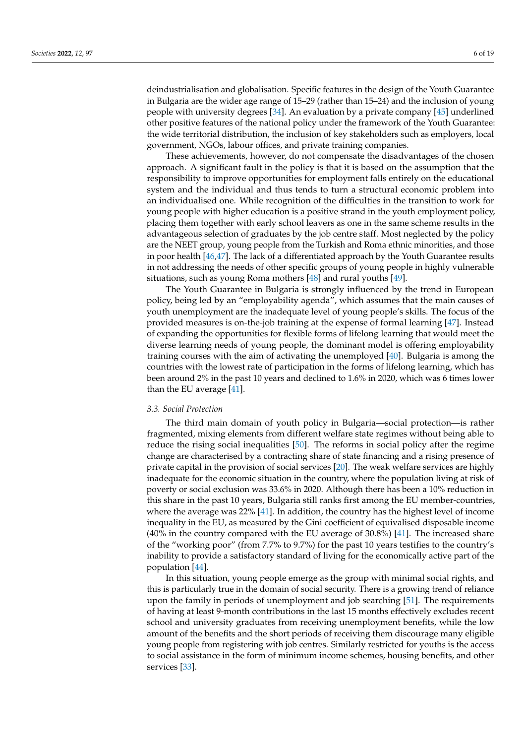deindustrialisation and globalisation. Specific features in the design of the Youth Guarantee in Bulgaria are the wider age range of 15–29 (rather than 15–24) and the inclusion of young people with university degrees [34]. An evaluation by a private company [45] underlined other positive features of the national policy under the framework of the Youth Guarantee: the wide territorial distribution, the inclusion of key stakeholders such as employers, local government, NGOs, labour offices, and private training companies.

These achievements, however, do not compensate the disadvantages of the chosen approach. A significant fault in the policy is that it is based on the assumption that the responsibility to improve opportunities for employment falls entirely on the educational system and the individual and thus tends to turn a structural economic problem into an individualised one. While recognition of the difficulties in the transition to work for young people with higher education is a positive strand in the youth employment policy, placing them together with early school leavers as one in the same scheme results in the advantageous selection of graduates by the job centre staff. Most neglected by the policy are the NEET group, young people from the Turkish and Roma ethnic minorities, and those in poor health [46,47]. The lack of a differentiated approach by the Youth Guarantee results in not addressing the needs of other specific groups of young people in highly vulnerable situations, such as young Roma mothers [48] and rural youths [49].

The Youth Guarantee in Bulgaria is strongly influenced by the trend in European policy, being led by an "employability agenda", which assumes that the main causes of youth unemployment are the inadequate level of young people's skills. The focus of the provided measures is on-the-job training at the expense of formal learning [47]. Instead of expanding the opportunities for flexible forms of lifelong learning that would meet the diverse learning needs of young people, the dominant model is offering employability training courses with the aim of activating the unemployed [40]. Bulgaria is among the countries with the lowest rate of participation in the forms of lifelong learning, which has been around 2% in the past 10 years and declined to 1.6% in 2020, which was 6 times lower than the EU average [41].

### *3.3. Social Protection*

The third main domain of youth policy in Bulgaria—social protection—is rather fragmented, mixing elements from different welfare state regimes without being able to reduce the rising social inequalities [50]. The reforms in social policy after the regime change are characterised by a contracting share of state financing and a rising presence of private capital in the provision of social services [20]. The weak welfare services are highly inadequate for the economic situation in the country, where the population living at risk of poverty or social exclusion was 33.6% in 2020. Although there has been a 10% reduction in this share in the past 10 years, Bulgaria still ranks first among the EU member-countries, where the average was 22% [41]. In addition, the country has the highest level of income inequality in the EU, as measured by the Gini coefficient of equivalised disposable income (40% in the country compared with the EU average of 30.8%) [41]. The increased share of the "working poor" (from 7.7% to 9.7%) for the past 10 years testifies to the country's inability to provide a satisfactory standard of living for the economically active part of the population [44].

In this situation, young people emerge as the group with minimal social rights, and this is particularly true in the domain of social security. There is a growing trend of reliance upon the family in periods of unemployment and job searching [51]. The requirements of having at least 9-month contributions in the last 15 months effectively excludes recent school and university graduates from receiving unemployment benefits, while the low amount of the benefits and the short periods of receiving them discourage many eligible young people from registering with job centres. Similarly restricted for youths is the access to social assistance in the form of minimum income schemes, housing benefits, and other services [33].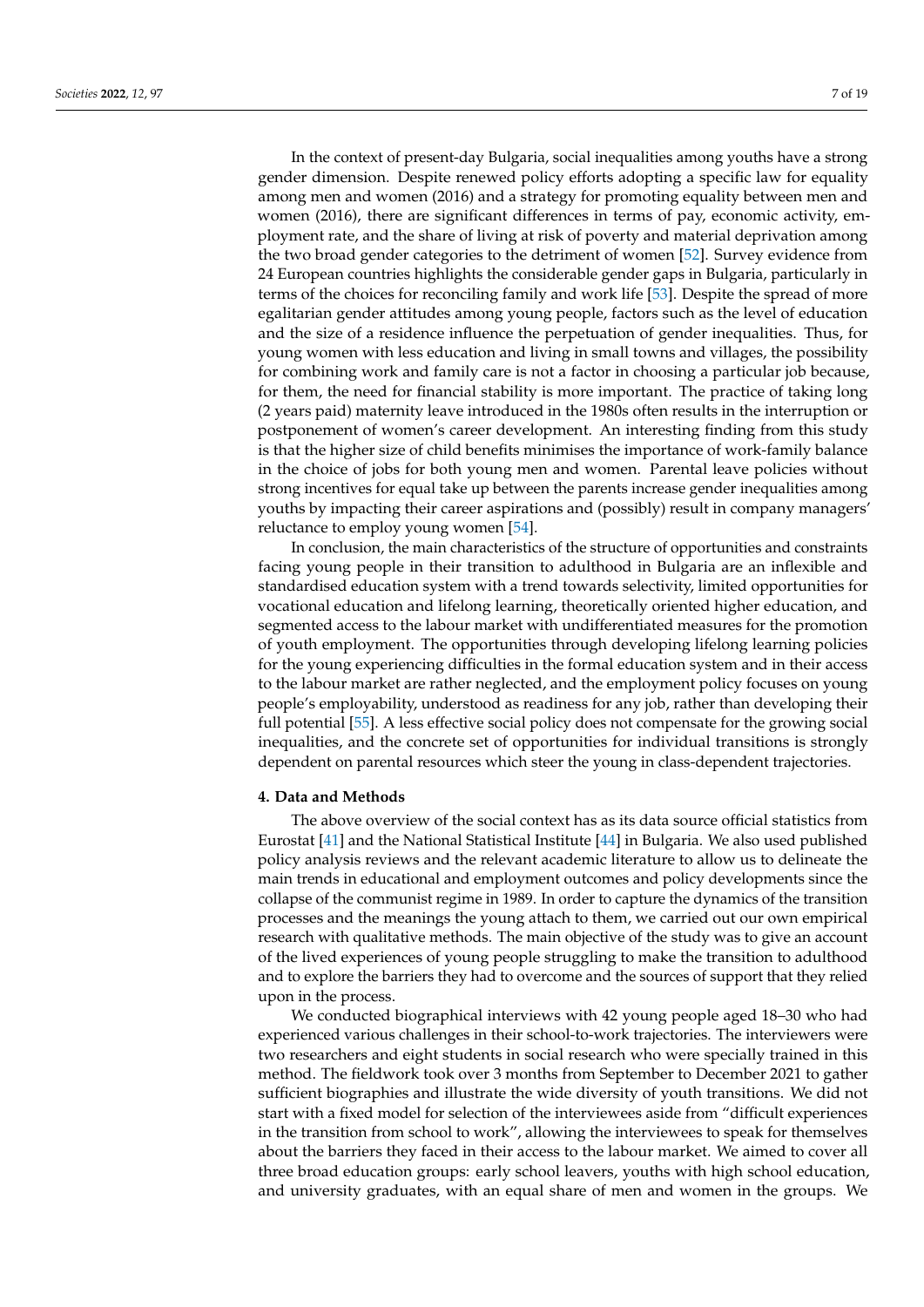In the context of present-day Bulgaria, social inequalities among youths have a strong gender dimension. Despite renewed policy efforts adopting a specific law for equality among men and women (2016) and a strategy for promoting equality between men and women (2016), there are significant differences in terms of pay, economic activity, employment rate, and the share of living at risk of poverty and material deprivation among the two broad gender categories to the detriment of women [52]. Survey evidence from 24 European countries highlights the considerable gender gaps in Bulgaria, particularly in terms of the choices for reconciling family and work life [53]. Despite the spread of more egalitarian gender attitudes among young people, factors such as the level of education and the size of a residence influence the perpetuation of gender inequalities. Thus, for young women with less education and living in small towns and villages, the possibility for combining work and family care is not a factor in choosing a particular job because, for them, the need for financial stability is more important. The practice of taking long (2 years paid) maternity leave introduced in the 1980s often results in the interruption or postponement of women's career development. An interesting finding from this study is that the higher size of child benefits minimises the importance of work-family balance in the choice of jobs for both young men and women. Parental leave policies without strong incentives for equal take up between the parents increase gender inequalities among youths by impacting their career aspirations and (possibly) result in company managers' reluctance to employ young women [54].

In conclusion, the main characteristics of the structure of opportunities and constraints facing young people in their transition to adulthood in Bulgaria are an inflexible and standardised education system with a trend towards selectivity, limited opportunities for vocational education and lifelong learning, theoretically oriented higher education, and segmented access to the labour market with undifferentiated measures for the promotion of youth employment. The opportunities through developing lifelong learning policies for the young experiencing difficulties in the formal education system and in their access to the labour market are rather neglected, and the employment policy focuses on young people's employability, understood as readiness for any job, rather than developing their full potential [55]. A less effective social policy does not compensate for the growing social inequalities, and the concrete set of opportunities for individual transitions is strongly dependent on parental resources which steer the young in class-dependent trajectories.

## 4. Data and Methods

The above overview of the social context has as its data source official statistics from Eurostat [41] and the National Statistical Institute [44] in Bulgaria. We also used published policy analysis reviews and the relevant academic literature to allow us to delineate the main trends in educational and employment outcomes and policy developments since the collapse of the communist regime in 1989. In order to capture the dynamics of the transition processes and the meanings the young attach to them, we carried out our own empirical research with qualitative methods. The main objective of the study was to give an account of the lived experiences of young people struggling to make the transition to adulthood and to explore the barriers they had to overcome and the sources of support that they relied upon in the process.

We conducted biographical interviews with 42 young people aged 18–30 who had experienced various challenges in their school-to-work trajectories. The interviewers were two researchers and eight students in social research who were specially trained in this method. The fieldwork took over 3 months from September to December 2021 to gather sufficient biographies and illustrate the wide diversity of youth transitions. We did not start with a fixed model for selection of the interviewees aside from "difficult experiences in the transition from school to work", allowing the interviewees to speak for themselves about the barriers they faced in their access to the labour market. We aimed to cover all three broad education groups: early school leavers, youths with high school education, and university graduates, with an equal share of men and women in the groups. We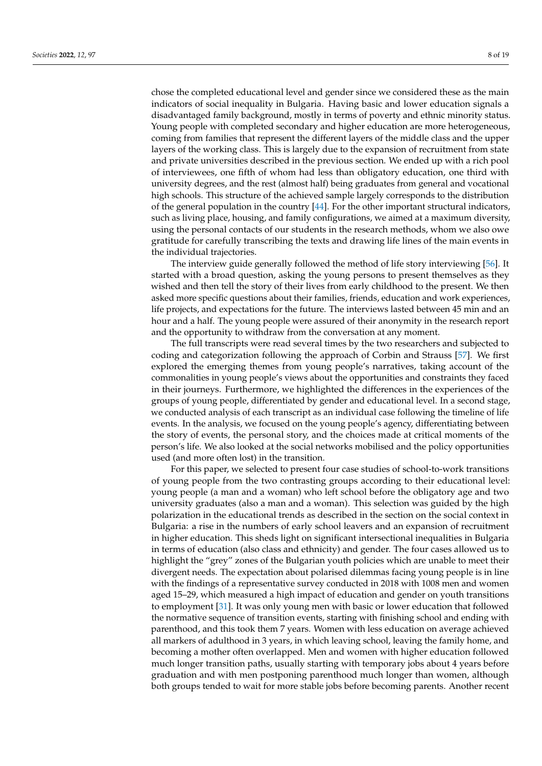chose the completed educational level and gender since we considered these as the main indicators of social inequality in Bulgaria. Having basic and lower education signals a disadvantaged family background, mostly in terms of poverty and ethnic minority status. Young people with completed secondary and higher education are more heterogeneous, coming from families that represent the different layers of the middle class and the upper layers of the working class. This is largely due to the expansion of recruitment from state and private universities described in the previous section. We ended up with a rich pool of interviewees, one fifth of whom had less than obligatory education, one third with university degrees, and the rest (almost half) being graduates from general and vocational high schools. This structure of the achieved sample largely corresponds to the distribution of the general population in the country [44]. For the other important structural indicators, such as living place, housing, and family configurations, we aimed at a maximum diversity, using the personal contacts of our students in the research methods, whom we also owe gratitude for carefully transcribing the texts and drawing life lines of the main events in the individual trajectories.

The interview guide generally followed the method of life story interviewing [56]. It started with a broad question, asking the young persons to present themselves as they wished and then tell the story of their lives from early childhood to the present. We then asked more specific questions about their families, friends, education and work experiences, life projects, and expectations for the future. The interviews lasted between 45 min and an hour and a half. The young people were assured of their anonymity in the research report and the opportunity to withdraw from the conversation at any moment.

The full transcripts were read several times by the two researchers and subjected to coding and categorization following the approach of Corbin and Strauss [57]. We first explored the emerging themes from young people's narratives, taking account of the commonalities in young people's views about the opportunities and constraints they faced in their journeys. Furthermore, we highlighted the differences in the experiences of the groups of young people, differentiated by gender and educational level. In a second stage, we conducted analysis of each transcript as an individual case following the timeline of life events. In the analysis, we focused on the young people's agency, differentiating between the story of events, the personal story, and the choices made at critical moments of the person's life. We also looked at the social networks mobilised and the policy opportunities used (and more often lost) in the transition.

For this paper, we selected to present four case studies of school-to-work transitions of young people from the two contrasting groups according to their educational level: young people (a man and a woman) who left school before the obligatory age and two university graduates (also a man and a woman). This selection was guided by the high polarization in the educational trends as described in the section on the social context in Bulgaria: a rise in the numbers of early school leavers and an expansion of recruitment in higher education. This sheds light on significant intersectional inequalities in Bulgaria in terms of education (also class and ethnicity) and gender. The four cases allowed us to highlight the "grey" zones of the Bulgarian youth policies which are unable to meet their divergent needs. The expectation about polarised dilemmas facing young people is in line with the findings of a representative survey conducted in 2018 with 1008 men and women aged 15–29, which measured a high impact of education and gender on youth transitions to employment [31]. It was only young men with basic or lower education that followed the normative sequence of transition events, starting with finishing school and ending with parenthood, and this took them 7 years. Women with less education on average achieved all markers of adulthood in 3 years, in which leaving school, leaving the family home, and becoming a mother often overlapped. Men and women with higher education followed much longer transition paths, usually starting with temporary jobs about 4 years before graduation and with men postponing parenthood much longer than women, although both groups tended to wait for more stable jobs before becoming parents. Another recent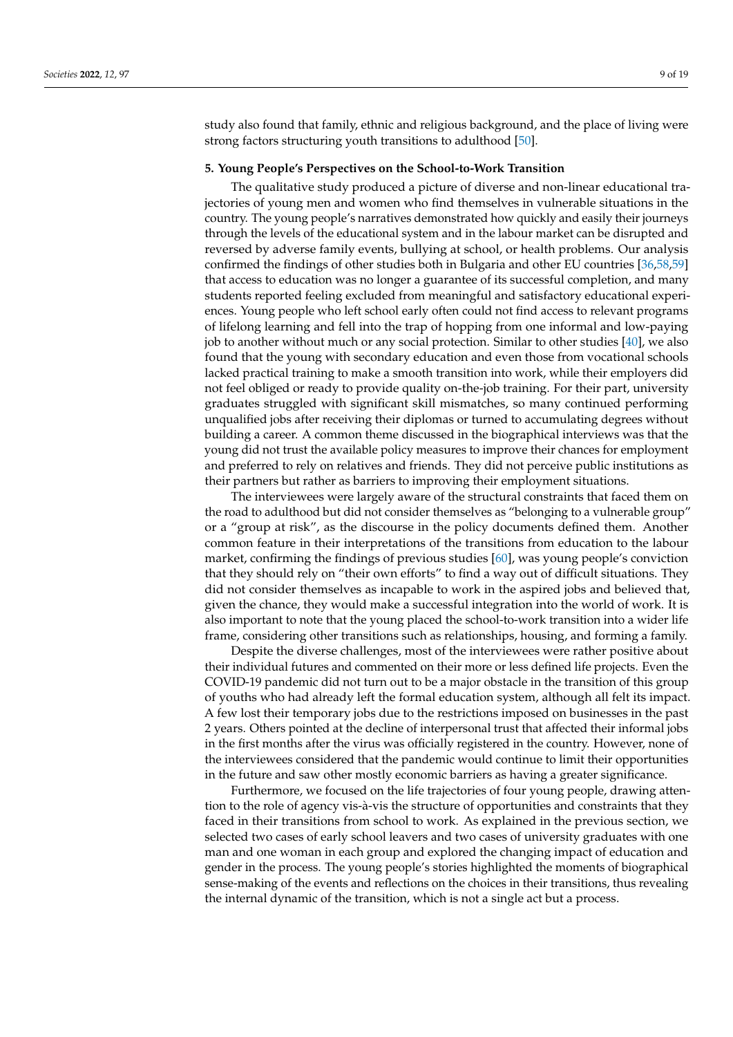study also found that family, ethnic and religious background, and the place of living were strong factors structuring youth transitions to adulthood [50].

## 5. Young People's Perspectives on the School-to-Work Transition

The qualitative study produced a picture of diverse and non-linear educational trajectories of young men and women who find themselves in vulnerable situations in the country. The young people's narratives demonstrated how quickly and easily their journeys through the levels of the educational system and in the labour market can be disrupted and reversed by adverse family events, bullying at school, or health problems. Our analysis confirmed the findings of other studies both in Bulgaria and other EU countries [36,58,59] that access to education was no longer a guarantee of its successful completion, and many students reported feeling excluded from meaningful and satisfactory educational experiences. Young people who left school early often could not find access to relevant programs of lifelong learning and fell into the trap of hopping from one informal and low-paying job to another without much or any social protection. Similar to other studies [40], we also found that the young with secondary education and even those from vocational schools lacked practical training to make a smooth transition into work, while their employers did not feel obliged or ready to provide quality on-the-job training. For their part, university graduates struggled with significant skill mismatches, so many continued performing unqualified jobs after receiving their diplomas or turned to accumulating degrees without building a career. A common theme discussed in the biographical interviews was that the young did not trust the available policy measures to improve their chances for employment and preferred to rely on relatives and friends. They did not perceive public institutions as their partners but rather as barriers to improving their employment situations.

The interviewees were largely aware of the structural constraints that faced them on the road to adulthood but did not consider themselves as "belonging to a vulnerable group" or a "group at risk", as the discourse in the policy documents defined them. Another common feature in their interpretations of the transitions from education to the labour market, confirming the findings of previous studies [60], was young people's conviction that they should rely on "their own efforts" to find a way out of difficult situations. They did not consider themselves as incapable to work in the aspired jobs and believed that, given the chance, they would make a successful integration into the world of work. It is also important to note that the young placed the school-to-work transition into a wider life frame, considering other transitions such as relationships, housing, and forming a family.

Despite the diverse challenges, most of the interviewees were rather positive about their individual futures and commented on their more or less defined life projects. Even the COVID-19 pandemic did not turn out to be a major obstacle in the transition of this group of youths who had already left the formal education system, although all felt its impact. A few lost their temporary jobs due to the restrictions imposed on businesses in the past 2 years. Others pointed at the decline of interpersonal trust that affected their informal jobs in the first months after the virus was officially registered in the country. However, none of the interviewees considered that the pandemic would continue to limit their opportunities in the future and saw other mostly economic barriers as having a greater significance.

Furthermore, we focused on the life trajectories of four young people, drawing attention to the role of agency vis-à-vis the structure of opportunities and constraints that they faced in their transitions from school to work. As explained in the previous section, we selected two cases of early school leavers and two cases of university graduates with one man and one woman in each group and explored the changing impact of education and gender in the process. The young people's stories highlighted the moments of biographical sense-making of the events and reflections on the choices in their transitions, thus revealing the internal dynamic of the transition, which is not a single act but a process.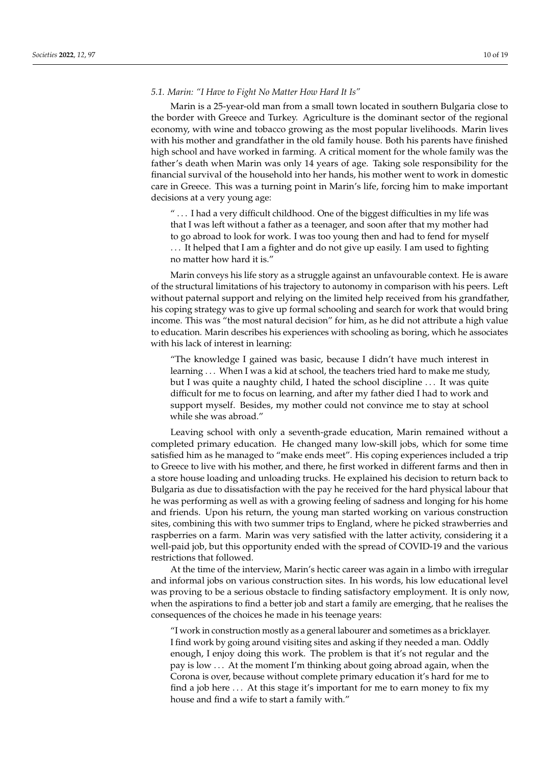### 5.1. Marin: "I Have to Fight No Matter How Hard It Is"

Marin is a 25-year-old man from a small town located in southern Bulgaria close to the border with Greece and Turkey. Agriculture is the dominant sector of the regional economy, with wine and tobacco growing as the most popular livelihoods. Marin lives with his mother and grandfather in the old family house. Both his parents have finished high school and have worked in farming. A critical moment for the whole family was the father's death when Marin was only 14 years of age. Taking sole responsibility for the financial survival of the household into her hands, his mother went to work in domestic care in Greece. This was a turning point in Marin's life, forcing him to make important decisions at a very young age:

> " . . . I had a very difficult childhood. One of the biggest difficulties in my life was that I was left without a father as a teenager, and soon after that my mother had to go abroad to look for work. I was too young then and had to fend for myself . . . It helped that I am a fighter and do not give up easily. I am used to fighting no matter how hard it is."

Marin conveys his life story as a struggle against an unfavourable context. He is aware of the structural limitations of his trajectory to autonomy in comparison with his peers. Left without paternal support and relying on the limited help received from his grandfather, his coping strategy was to give up formal schooling and search for work that would bring income. This was "the most natural decision" for him, as he did not attribute a high value to education. Marin describes his experiences with schooling as boring, which he associates with his lack of interest in learning:

> "The knowledge I gained was basic, because I didn't have much interest in learning . . . When I was a kid at school, the teachers tried hard to make me study, but I was quite a naughty child, I hated the school discipline . . . It was quite difficult for me to focus on learning, and after my father died I had to work and support myself. Besides, my mother could not convince me to stay at school while she was abroad."

Leaving school with only a seventh-grade education, Marin remained without a completed primary education. He changed many low-skill jobs, which for some time satisfied him as he managed to "make ends meet". His coping experiences included a trip to Greece to live with his mother, and there, he first worked in different farms and then in a store house loading and unloading trucks. He explained his decision to return back to Bulgaria as due to dissatisfaction with the pay he received for the hard physical labour that he was performing as well as with a growing feeling of sadness and longing for his home and friends. Upon his return, the young man started working on various construction sites, combining this with two summer trips to England, where he picked strawberries and raspberries on a farm. Marin was very satisfied with the latter activity, considering it a well-paid job, but this opportunity ended with the spread of COVID-19 and the various restrictions that followed.

At the time of the interview, Marin's hectic career was again in a limbo with irregular and informal jobs on various construction sites. In his words, his low educational level was proving to be a serious obstacle to finding satisfactory employment. It is only now, when the aspirations to find a better job and start a family are emerging, that he realises the consequences of the choices he made in his teenage years:

> "I work in construction mostly as a general labourer and sometimes as a bricklayer. I find work by going around visiting sites and asking if they needed a man. Oddly enough, I enjoy doing this work. The problem is that it's not regular and the pay is low . . . At the moment I'm thinking about going abroad again, when the Corona is over, because without complete primary education it's hard for me to find a job here . . . At this stage it's important for me to earn money to fix my house and find a wife to start a family with."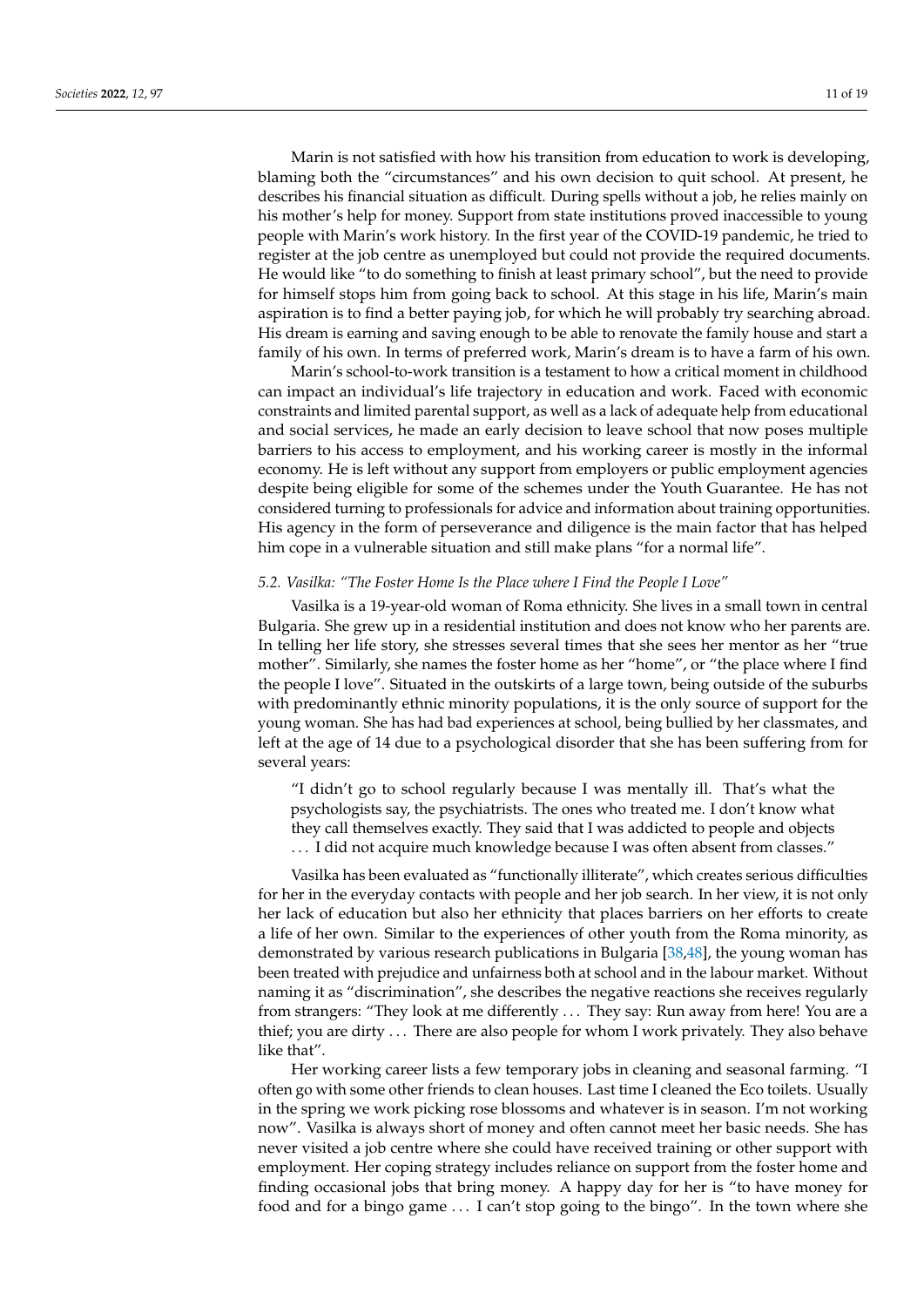Marin is not satisfied with how his transition from education to work is developing, blaming both the "circumstances" and his own decision to quit school. At present, he describes his financial situation as difficult. During spells without a job, he relies mainly on his mother's help for money. Support from state institutions proved inaccessible to young people with Marin's work history. In the first year of the COVID-19 pandemic, he tried to register at the job centre as unemployed but could not provide the required documents. He would like "to do something to finish at least primary school", but the need to provide for himself stops him from going back to school. At this stage in his life, Marin's main aspiration is to find a better paying job, for which he will probably try searching abroad. His dream is earning and saving enough to be able to renovate the family house and start a family of his own. In terms of preferred work, Marin's dream is to have a farm of his own.

Marin's school-to-work transition is a testament to how a critical moment in childhood can impact an individual's life trajectory in education and work. Faced with economic constraints and limited parental support, as well as a lack of adequate help from educational and social services, he made an early decision to leave school that now poses multiple barriers to his access to employment, and his working career is mostly in the informal economy. He is left without any support from employers or public employment agencies despite being eligible for some of the schemes under the Youth Guarantee. He has not considered turning to professionals for advice and information about training opportunities. His agency in the form of perseverance and diligence is the main factor that has helped him cope in a vulnerable situation and still make plans "for a normal life".

### 5.2. Vasilka: "The Foster Home Is the Place where I Find the People I Love"

Vasilka is a 19-year-old woman of Roma ethnicity. She lives in a small town in central Bulgaria. She grew up in a residential institution and does not know who her parents are. In telling her life story, she stresses several times that she sees her mentor as her "true mother". Similarly, she names the foster home as her "home", or "the place where I find the people I love". Situated in the outskirts of a large town, being outside of the suburbs with predominantly ethnic minority populations, it is the only source of support for the young woman. She has had bad experiences at school, being bullied by her classmates, and left at the age of 14 due to a psychological disorder that she has been suffering from for several years:

> "I didn't go to school regularly because I was mentally ill. That's what the psychologists say, the psychiatrists. The ones who treated me. I don't know what they call themselves exactly. They said that I was addicted to people and objects … I did not acquire much knowledge because I was often absent from classes."

Vasilka has been evaluated as "functionally illiterate", which creates serious difficulties for her in the everyday contacts with people and her job search. In her view, it is not only her lack of education but also her ethnicity that places barriers on her efforts to create a life of her own. Similar to the experiences of other youth from the Roma minority, as demonstrated by various research publications in Bulgaria [38,48], the young woman has been treated with prejudice and unfairness both at school and in the labour market. Without naming it as "discrimination", she describes the negative reactions she receives regularly from strangers: "They look at me differently … They say: Run away from here! You are a thief; you are dirty … There are also people for whom I work privately. They also behave like that".

Her working career lists a few temporary jobs in cleaning and seasonal farming. "I often go with some other friends to clean houses. Last time I cleaned the Eco toilets. Usually in the spring we work picking rose blossoms and whatever is in season. I'm not working now". Vasilka is always short of money and often cannot meet her basic needs. She has never visited a job centre where she could have received training or other support with employment. Her coping strategy includes reliance on support from the foster home and finding occasional jobs that bring money. A happy day for her is "to have money for food and for a bingo game … I can't stop going to the bingo". In the town where she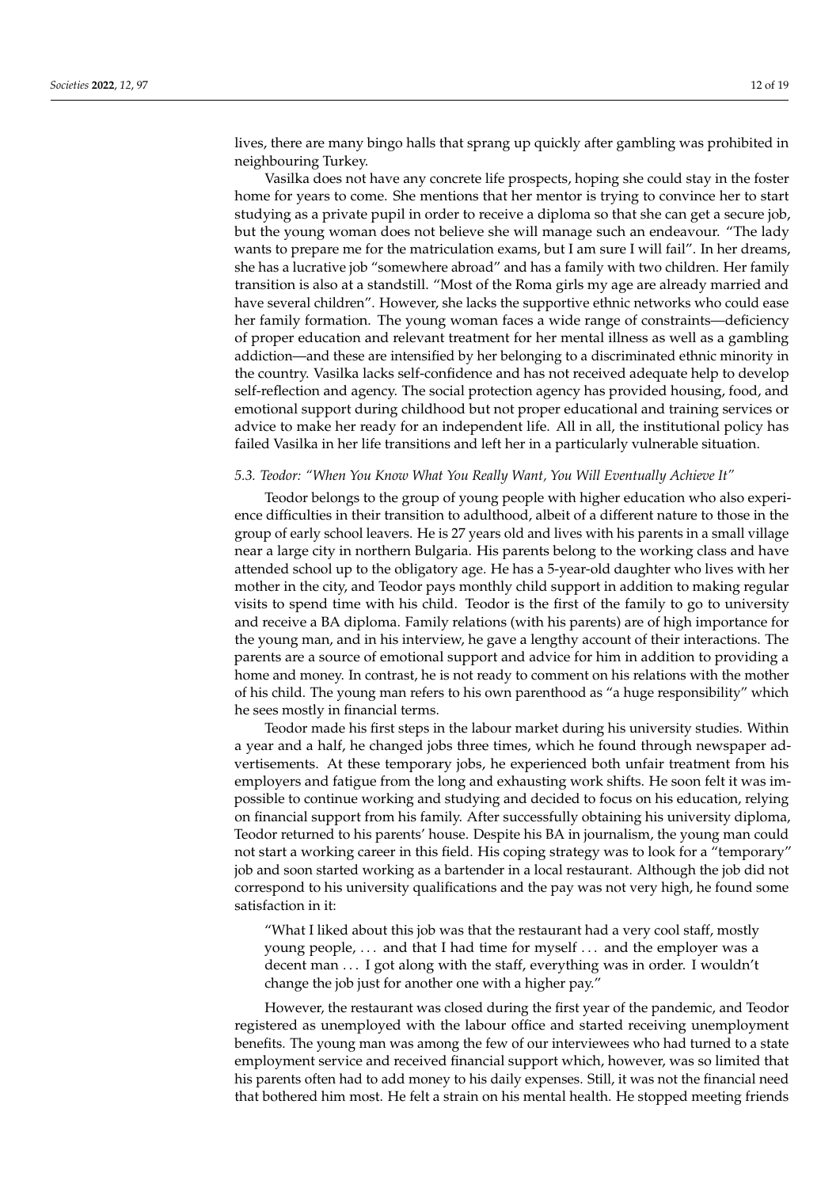lives, there are many bingo halls that sprang up quickly after gambling was prohibited in neighbouring Turkey.

Vasilka does not have any concrete life prospects, hoping she could stay in the foster home for years to come. She mentions that her mentor is trying to convince her to start studying as a private pupil in order to receive a diploma so that she can get a secure job, but the young woman does not believe she will manage such an endeavour. "The lady wants to prepare me for the matriculation exams, but I am sure I will fail". In her dreams, she has a lucrative job "somewhere abroad" and has a family with two children. Her family transition is also at a standstill. "Most of the Roma girls my age are already married and have several children". However, she lacks the supportive ethnic networks who could ease her family formation. The young woman faces a wide range of constraints—deficiency of proper education and relevant treatment for her mental illness as well as a gambling addiction—and these are intensified by her belonging to a discriminated ethnic minority in the country. Vasilka lacks self-confidence and has not received adequate help to develop self-reflection and agency. The social protection agency has provided housing, food, and emotional support during childhood but not proper educational and training services or advice to make her ready for an independent life. All in all, the institutional policy has failed Vasilka in her life transitions and left her in a particularly vulnerable situation.

### *5.3. Teodor: "When You Know What You Really Want, You Will Eventually Achieve It"*

Teodor belongs to the group of young people with higher education who also experience difficulties in their transition to adulthood, albeit of a different nature to those in the group of early school leavers. He is 27 years old and lives with his parents in a small village near a large city in northern Bulgaria. His parents belong to the working class and have attended school up to the obligatory age. He has a 5-year-old daughter who lives with her mother in the city, and Teodor pays monthly child support in addition to making regular visits to spend time with his child. Teodor is the first of the family to go to university and receive a BA diploma. Family relations (with his parents) are of high importance for the young man, and in his interview, he gave a lengthy account of their interactions. The parents are a source of emotional support and advice for him in addition to providing a home and money. In contrast, he is not ready to comment on his relations with the mother of his child. The young man refers to his own parenthood as "a huge responsibility" which he sees mostly in financial terms.

Teodor made his first steps in the labour market during his university studies. Within a year and a half, he changed jobs three times, which he found through newspaper advertisements. At these temporary jobs, he experienced both unfair treatment from his employers and fatigue from the long and exhausting work shifts. He soon felt it was impossible to continue working and studying and decided to focus on his education, relying on financial support from his family. After successfully obtaining his university diploma, Teodor returned to his parents' house. Despite his BA in journalism, the young man could not start a working career in this field. His coping strategy was to look for a "temporary" job and soon started working as a bartender in a local restaurant. Although the job did not correspond to his university qualifications and the pay was not very high, he found some satisfaction in it:

> "What I liked about this job was that the restaurant had a very cool staff, mostly young people, ... and that I had time for myself ... and the employer was a decent man ... I got along with the staff, everything was in order. I wouldn't change the job just for another one with a higher pay."

However, the restaurant was closed during the first year of the pandemic, and Teodor registered as unemployed with the labour office and started receiving unemployment benefits. The young man was among the few of our interviewees who had turned to a state employment service and received financial support which, however, was so limited that his parents often had to add money to his daily expenses. Still, it was not the financial need that bothered him most. He felt a strain on his mental health. He stopped meeting friends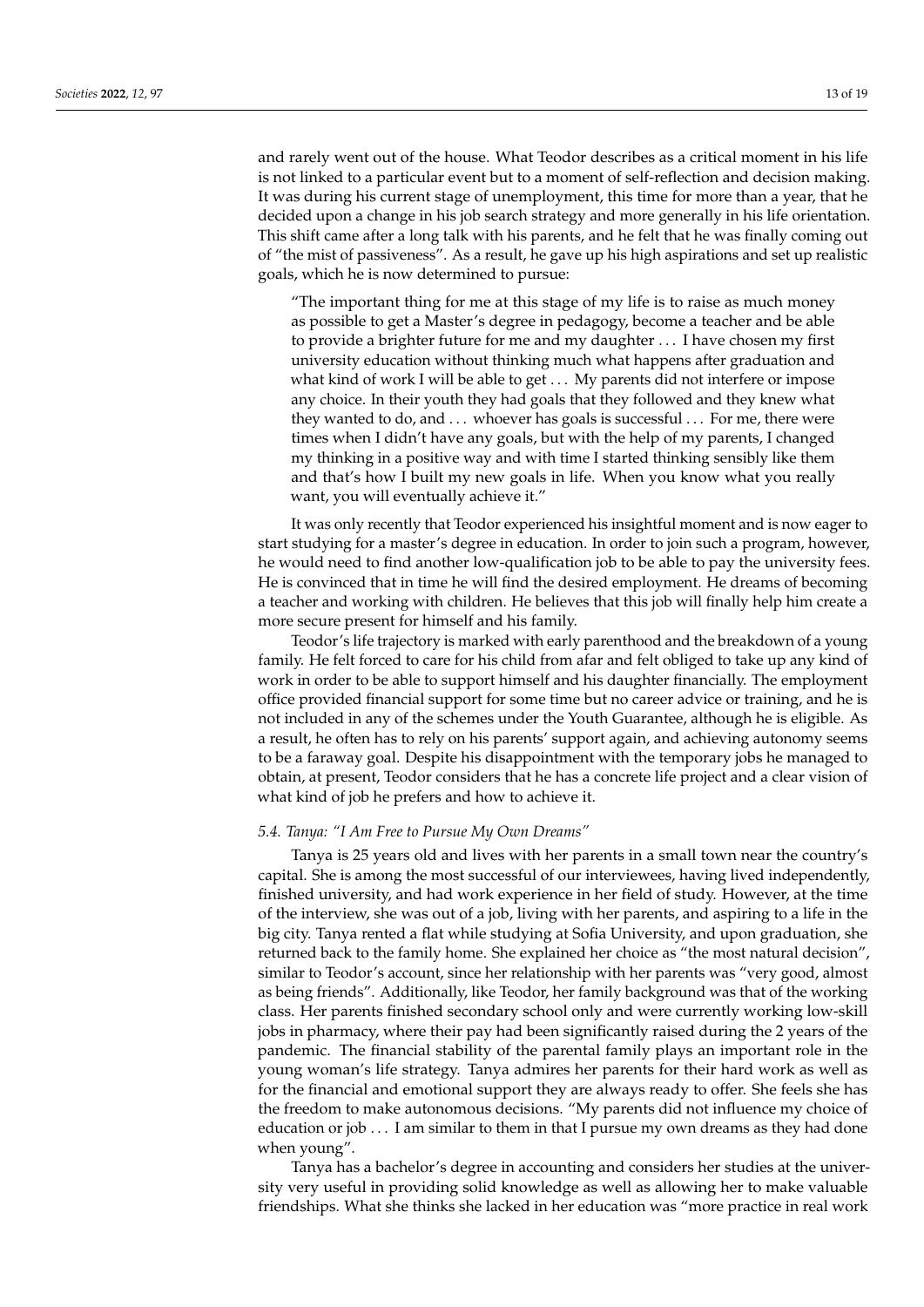and rarely went out of the house. What Teodor describes as a critical moment in his life is not linked to a particular event but to a moment of self-reflection and decision making. It was during his current stage of unemployment, this time for more than a year, that he decided upon a change in his job search strategy and more generally in his life orientation. This shift came after a long talk with his parents, and he felt that he was finally coming out of "the mist of passiveness". As a result, he gave up his high aspirations and set up realistic goals, which he is now determined to pursue:

> "The important thing for me at this stage of my life is to raise as much money as possible to get a Master's degree in pedagogy, become a teacher and be able to provide a brighter future for me and my daughter . . . I have chosen my first university education without thinking much what happens after graduation and what kind of work I will be able to get . . . My parents did not interfere or impose any choice. In their youth they had goals that they followed and they knew what they wanted to do, and . . . whoever has goals is successful . . . For me, there were times when I didn't have any goals, but with the help of my parents, I changed my thinking in a positive way and with time I started thinking sensibly like them and that's how I built my new goals in life. When you know what you really want, you will eventually achieve it."

It was only recently that Teodor experienced his insightful moment and is now eager to start studying for a master's degree in education. In order to join such a program, however, he would need to find another low-qualification job to be able to pay the university fees. He is convinced that in time he will find the desired employment. He dreams of becoming a teacher and working with children. He believes that this job will finally help him create a more secure present for himself and his family.

Teodor's life trajectory is marked with early parenthood and the breakdown of a young family. He felt forced to care for his child from afar and felt obliged to take up any kind of work in order to be able to support himself and his daughter financially. The employment office provided financial support for some time but no career advice or training, and he is not included in any of the schemes under the Youth Guarantee, although he is eligible. As a result, he often has to rely on his parents' support again, and achieving autonomy seems to be a faraway goal. Despite his disappointment with the temporary jobs he managed to obtain, at present, Teodor considers that he has a concrete life project and a clear vision of what kind of job he prefers and how to achieve it.

### 5.4. Tanya: "I Am Free to Pursue My Own Dreams"

Tanya is 25 years old and lives with her parents in a small town near the country's capital. She is among the most successful of our interviewees, having lived independently, finished university, and had work experience in her field of study. However, at the time of the interview, she was out of a job, living with her parents, and aspiring to a life in the big city. Tanya rented a flat while studying at Sofia University, and upon graduation, she returned back to the family home. She explained her choice as "the most natural decision", similar to Teodor's account, since her relationship with her parents was "very good, almost as being friends". Additionally, like Teodor, her family background was that of the working class. Her parents finished secondary school only and were currently working low-skill jobs in pharmacy, where their pay had been significantly raised during the 2 years of the pandemic. The financial stability of the parental family plays an important role in the young woman's life strategy. Tanya admires her parents for their hard work as well as for the financial and emotional support they are always ready to offer. She feels she has the freedom to make autonomous decisions. "My parents did not influence my choice of education or job . . . I am similar to them in that I pursue my own dreams as they had done when young".

Tanya has a bachelor's degree in accounting and considers her studies at the university very useful in providing solid knowledge as well as allowing her to make valuable friendships. What she thinks she lacked in her education was "more practice in real work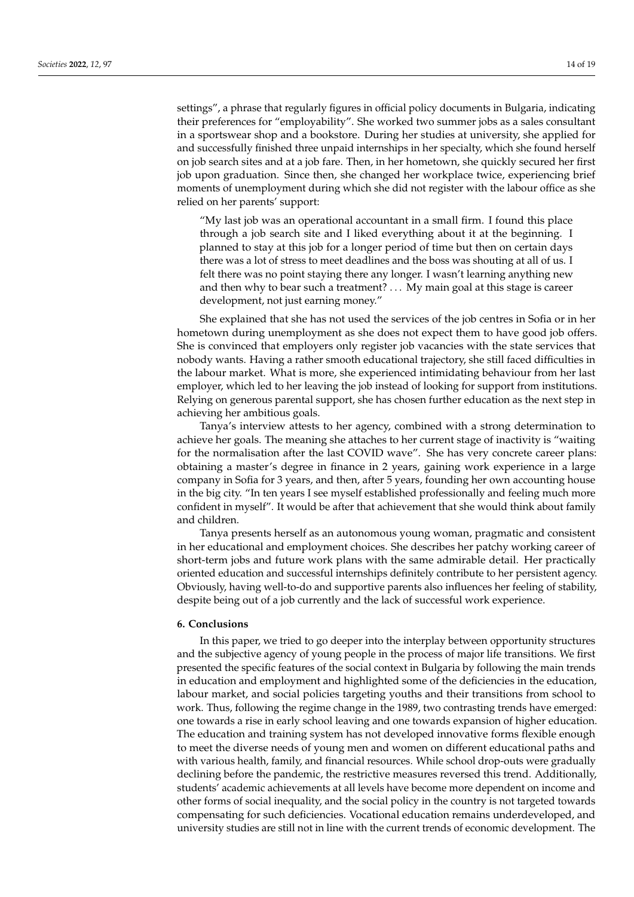settings", a phrase that regularly figures in official policy documents in Bulgaria, indicating their preferences for "employability". She worked two summer jobs as a sales consultant in a sportswear shop and a bookstore. During her studies at university, she applied for and successfully finished three unpaid internships in her specialty, which she found herself on job search sites and at a job fare. Then, in her hometown, she quickly secured her first job upon graduation. Since then, she changed her workplace twice, experiencing brief moments of unemployment during which she did not register with the labour office as she relied on her parents' support:

> "My last job was an operational accountant in a small firm. I found this place through a job search site and I liked everything about it at the beginning. I planned to stay at this job for a longer period of time but then on certain days there was a lot of stress to meet deadlines and the boss was shouting at all of us. I felt there was no point staying there any longer. I wasn't learning anything new and then why to bear such a treatment? . . . My main goal at this stage is career development, not just earning money."

She explained that she has not used the services of the job centres in Sofia or in her hometown during unemployment as she does not expect them to have good job offers. She is convinced that employers only register job vacancies with the state services that nobody wants. Having a rather smooth educational trajectory, she still faced difficulties in the labour market. What is more, she experienced intimidating behaviour from her last employer, which led to her leaving the job instead of looking for support from institutions. Relying on generous parental support, she has chosen further education as the next step in achieving her ambitious goals.

Tanya's interview attests to her agency, combined with a strong determination to achieve her goals. The meaning she attaches to her current stage of inactivity is "waiting for the normalisation after the last COVID wave". She has very concrete career plans: obtaining a master's degree in finance in 2 years, gaining work experience in a large company in Sofia for 3 years, and then, after 5 years, founding her own accounting house in the big city. "In ten years I see myself established professionally and feeling much more confident in myself". It would be after that achievement that she would think about family and children.

Tanya presents herself as an autonomous young woman, pragmatic and consistent in her educational and employment choices. She describes her patchy working career of short-term jobs and future work plans with the same admirable detail. Her practically oriented education and successful internships definitely contribute to her persistent agency. Obviously, having well-to-do and supportive parents also influences her feeling of stability, despite being out of a job currently and the lack of successful work experience.

## 6. Conclusions

In this paper, we tried to go deeper into the interplay between opportunity structures and the subjective agency of young people in the process of major life transitions. We first presented the specific features of the social context in Bulgaria by following the main trends in education and employment and highlighted some of the deficiencies in the education, labour market, and social policies targeting youths and their transitions from school to work. Thus, following the regime change in the 1989, two contrasting trends have emerged: one towards a rise in early school leaving and one towards expansion of higher education. The education and training system has not developed innovative forms flexible enough to meet the diverse needs of young men and women on different educational paths and with various health, family, and financial resources. While school drop-outs were gradually declining before the pandemic, the restrictive measures reversed this trend. Additionally, students' academic achievements at all levels have become more dependent on income and other forms of social inequality, and the social policy in the country is not targeted towards compensating for such deficiencies. Vocational education remains underdeveloped, and university studies are still not in line with the current trends of economic development. The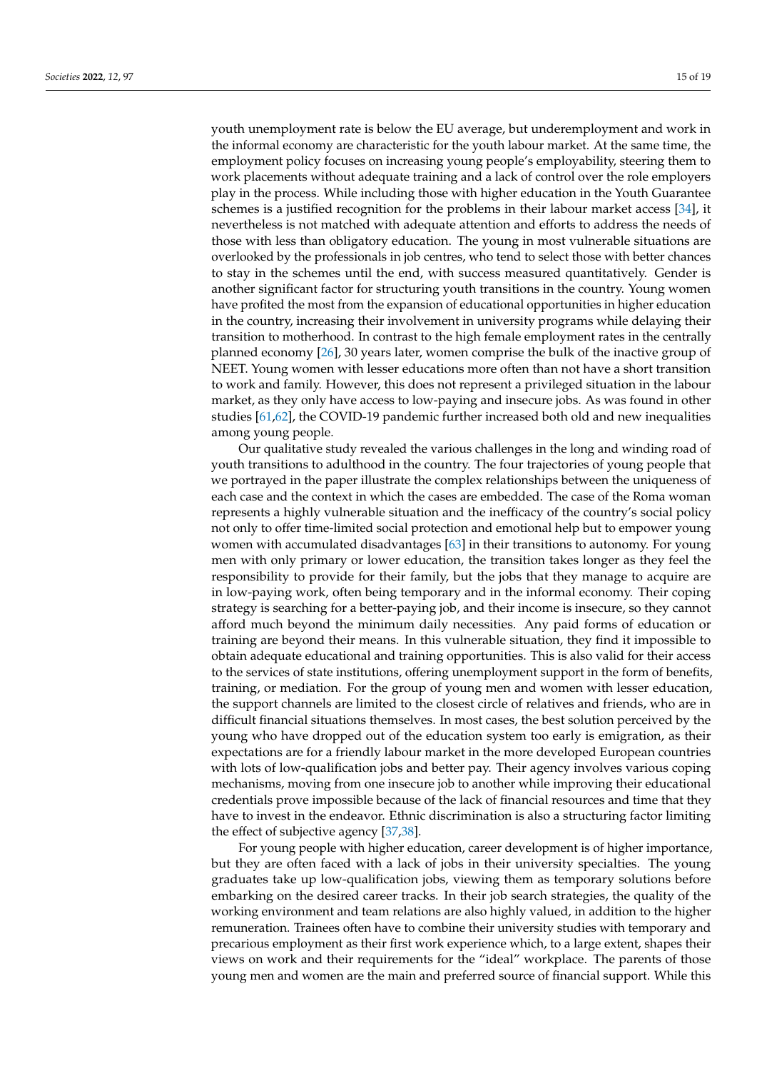youth unemployment rate is below the EU average, but underemployment and work in the informal economy are characteristic for the youth labour market. At the same time, the employment policy focuses on increasing young people's employability, steering them to work placements without adequate training and a lack of control over the role employers play in the process. While including those with higher education in the Youth Guarantee schemes is a justified recognition for the problems in their labour market access [34], it nevertheless is not matched with adequate attention and efforts to address the needs of those with less than obligatory education. The young in most vulnerable situations are overlooked by the professionals in job centres, who tend to select those with better chances to stay in the schemes until the end, with success measured quantitatively. Gender is another significant factor for structuring youth transitions in the country. Young women have profited the most from the expansion of educational opportunities in higher education in the country, increasing their involvement in university programs while delaying their transition to motherhood. In contrast to the high female employment rates in the centrally planned economy [26], 30 years later, women comprise the bulk of the inactive group of NEET. Young women with lesser educations more often than not have a short transition to work and family. However, this does not represent a privileged situation in the labour market, as they only have access to low-paying and insecure jobs. As was found in other studies [61,62], the COVID-19 pandemic further increased both old and new inequalities among young people.

Our qualitative study revealed the various challenges in the long and winding road of youth transitions to adulthood in the country. The four trajectories of young people that we portrayed in the paper illustrate the complex relationships between the uniqueness of each case and the context in which the cases are embedded. The case of the Roma woman represents a highly vulnerable situation and the inefficacy of the country's social policy not only to offer time-limited social protection and emotional help but to empower young women with accumulated disadvantages [63] in their transitions to autonomy. For young men with only primary or lower education, the transition takes longer as they feel the responsibility to provide for their family, but the jobs that they manage to acquire are in low-paying work, often being temporary and in the informal economy. Their coping strategy is searching for a better-paying job, and their income is insecure, so they cannot afford much beyond the minimum daily necessities. Any paid forms of education or training are beyond their means. In this vulnerable situation, they find it impossible to obtain adequate educational and training opportunities. This is also valid for their access to the services of state institutions, offering unemployment support in the form of benefits, training, or mediation. For the group of young men and women with lesser education, the support channels are limited to the closest circle of relatives and friends, who are in difficult financial situations themselves. In most cases, the best solution perceived by the young who have dropped out of the education system too early is emigration, as their expectations are for a friendly labour market in the more developed European countries with lots of low-qualification jobs and better pay. Their agency involves various coping mechanisms, moving from one insecure job to another while improving their educational credentials prove impossible because of the lack of financial resources and time that they have to invest in the endeavor. Ethnic discrimination is also a structuring factor limiting the effect of subjective agency [37,38].

For young people with higher education, career development is of higher importance, but they are often faced with a lack of jobs in their university specialties. The young graduates take up low-qualification jobs, viewing them as temporary solutions before embarking on the desired career tracks. In their job search strategies, the quality of the working environment and team relations are also highly valued, in addition to the higher remuneration. Trainees often have to combine their university studies with temporary and precarious employment as their first work experience which, to a large extent, shapes their views on work and their requirements for the "ideal" workplace. The parents of those young men and women are the main and preferred source of financial support. While this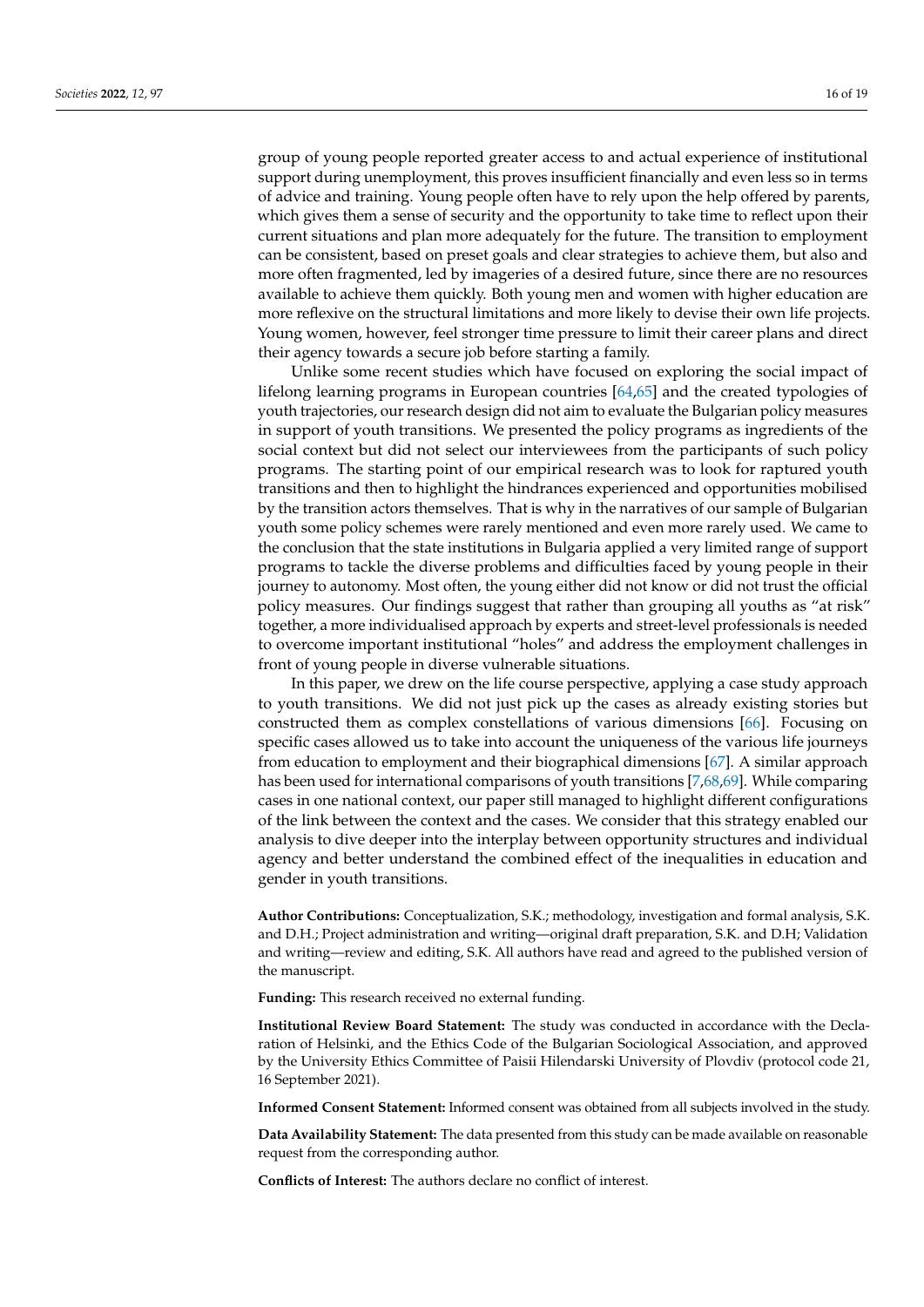group of young people reported greater access to and actual experience of institutional support during unemployment, this proves insufficient financially and even less so in terms of advice and training. Young people often have to rely upon the help offered by parents, which gives them a sense of security and the opportunity to take time to reflect upon their current situations and plan more adequately for the future. The transition to employment can be consistent, based on preset goals and clear strategies to achieve them, but also and more often fragmented, led by imageries of a desired future, since there are no resources available to achieve them quickly. Both young men and women with higher education are more reflexive on the structural limitations and more likely to devise their own life projects. Young women, however, feel stronger time pressure to limit their career plans and direct their agency towards a secure job before starting a family.

Unlike some recent studies which have focused on exploring the social impact of lifelong learning programs in European countries [64,65] and the created typologies of youth trajectories, our research design did not aim to evaluate the Bulgarian policy measures in support of youth transitions. We presented the policy programs as ingredients of the social context but did not select our interviewees from the participants of such policy programs. The starting point of our empirical research was to look for raptured youth transitions and then to highlight the hindrances experienced and opportunities mobilised by the transition actors themselves. That is why in the narratives of our sample of Bulgarian youth some policy schemes were rarely mentioned and even more rarely used. We came to the conclusion that the state institutions in Bulgaria applied a very limited range of support programs to tackle the diverse problems and difficulties faced by young people in their journey to autonomy. Most often, the young either did not know or did not trust the official policy measures. Our findings suggest that rather than grouping all youths as "at risk" together, a more individualised approach by experts and street-level professionals is needed to overcome important institutional "holes" and address the employment challenges in front of young people in diverse vulnerable situations.

In this paper, we drew on the life course perspective, applying a case study approach to youth transitions. We did not just pick up the cases as already existing stories but constructed them as complex constellations of various dimensions [66]. Focusing on specific cases allowed us to take into account the uniqueness of the various life journeys from education to employment and their biographical dimensions [67]. A similar approach has been used for international comparisons of youth transitions [7,68,69]. While comparing cases in one national context, our paper still managed to highlight different configurations of the link between the context and the cases. We consider that this strategy enabled our analysis to dive deeper into the interplay between opportunity structures and individual agency and better understand the combined effect of the inequalities in education and gender in youth transitions.

**Author Contributions:** Conceptualization, S.K.; methodology, investigation and formal analysis, S.K. and D.H.; Project administration and writing—original draft preparation, S.K. and D.H; Validation and writing—review and editing, S.K. All authors have read and agreed to the published version of the manuscript.

**Funding:** This research received no external funding.

**Institutional Review Board Statement:** The study was conducted in accordance with the Declaration of Helsinki, and the Ethics Code of the Bulgarian Sociological Association, and approved by the University Ethics Committee of Paisii Hilendarski University of Plovdiv (protocol code 21, 16 September 2021).

**Informed Consent Statement:** Informed consent was obtained from all subjects involved in the study.

**Data Availability Statement:** The data presented from this study can be made available on reasonable request from the corresponding author.

**Conflicts of Interest:** The authors declare no conflict of interest.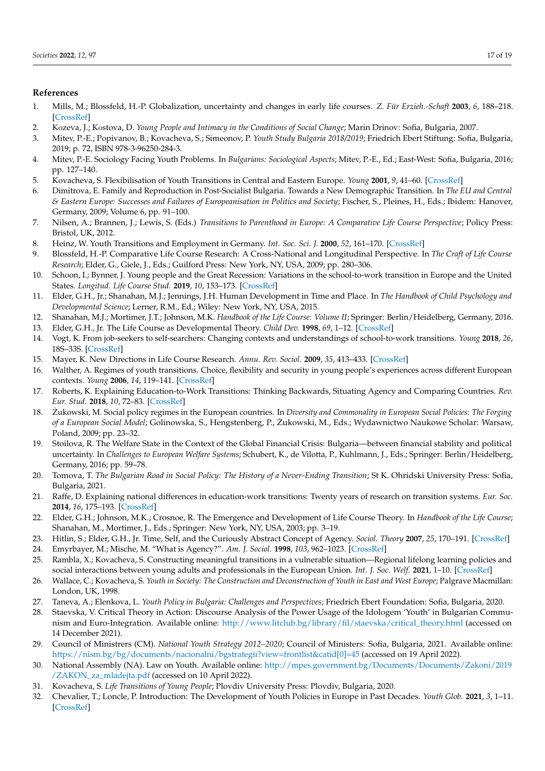## References

1. Mills, M.; Blossfeld, H.-P. Globalization, uncertainty and changes in early life courses. *Z. Für Erzieh.-Schaft* **2003**, *6*, 188–218. [CrossRef]
2. Kozeva, J.; Kostova, D. *Young People and Intimacy in the Conditions of Social Change*; Marin Drinov: Sofia, Bulgaria, 2007.
3. Mitev, P.-E.; Popivanov, B.; Kovacheva, S.; Simeonov, P. *Youth Study Bulgaria 2018/2019*; Friedrich Ebert Stiftung: Sofia, Bulgaria, 2019; p. 72, ISBN 978-3-96250-284-3.
4. Mitev, P.-E. Sociology Facing Youth Problems. In *Bulgarians: Sociological Aspects*; Mitev, P.-E., Ed.; East-West: Sofia, Bulgaria, 2016; pp. 127–140.
5. Kovacheva, S. Flexibilisation of Youth Transitions in Central and Eastern Europe. *Young* **2001**, *9*, 41–60. [CrossRef]
6. Dimitrova, E. Family and Reproduction in Post-Socialist Bulgaria. Towards a New Demographic Transition. In *The EU and Central & Eastern Europe: Successes and Failures of Europeanisation in Politics and Society*; Fischer, S., Pleines, H., Eds.; Ibidem: Hanover, Germany, 2009; Volume 6, pp. 91–100.
7. Nilsen, A.; Brannen, J.; Lewis, S. (Eds.) *Transitions to Parenthood in Europe: A Comparative Life Course Perspective*; Policy Press: Bristol, UK, 2012.
8. Heinz, W. Youth Transitions and Employment in Germany. *Int. Soc. Sci. J.* **2000**, *52*, 161–170. [CrossRef]
9. Blossfeld, H.-P. Comparative Life Course Research: A Cross-National and Longitudinal Perspective. In *The Craft of Life Course Research*; Elder, G., Giele, J., Eds.; Guilford Press: New York, NY, USA, 2009; pp. 280–306.
10. Schoon, I.; Bynner, J. Young people and the Great Recession: Variations in the school-to-work transition in Europe and the United States. *Longitud. Life Course Stud.* **2019**, *10*, 153–173. [CrossRef]
11. Elder, G.H., Jr.; Shanahan, M.J.; Jennings, J.H. Human Development in Time and Place. In *The Handbook of Child Psychology and Developmental Science*; Lerner, R.M., Ed.; Wiley: New York, NY, USA, 2015.
12. Shanahan, M.J.; Mortimer, J.T.; Johnson, M.K. *Handbook of the Life Course: Volume II*; Springer: Berlin/Heidelberg, Germany, 2016.
13. Elder, G.H., Jr. The Life Course as Developmental Theory. *Child Dev.* **1998**, *69*, 1–12. [CrossRef]
14. Vogt, K. From job-seekers to self-searchers: Changing contexts and understandings of school-to-work transitions. *Young* **2018**, *26*, 18S–33S. [CrossRef]
15. Mayer, K. New Directions in Life Course Research. *Annu. Rev. Sociol.* **2009**, *35*, 413–433. [CrossRef]
16. Walther, A. Regimes of youth transitions. Choice, flexibility and security in young people's experiences across different European contexts. *Young* **2006**, *14*, 119–141. [CrossRef]
17. Roberts, K. Explaining Education-to-Work Transitions: Thinking Backwards, Situating Agency and Comparing Countries. *Rev. Eur. Stud.* **2018**, *10*, 72–83. [CrossRef]
18. Żukowski, M. Social policy regimes in the European countries. In *Diversity and Commonality in European Social Policies: The Forging of a European Social Model*; Golinowska, S., Hengstenberg, P., Żukowski, M., Eds.; Wydawnictwo Naukowe Scholar: Warsaw, Poland, 2009; pp. 23–32.
19. Stoilova, R. The Welfare State in the Context of the Global Financial Crisis: Bulgaria—between financial stability and political uncertainty. In *Challenges to European Welfare Systems*; Schubert, K., de Vilotta, P., Kuhlmann, J., Eds.; Springer: Berlin/Heidelberg, Germany, 2016; pp. 59–78.
20. Tomova, T. *The Bulgarian Road in Social Policy: The History of a Never-Ending Transition*; St K. Ohridski University Press: Sofia, Bulgaria, 2021.
21. Raffe, D. Explaining national differences in education-work transitions: Twenty years of research on transition systems. *Eur. Soc.* **2014**, *16*, 175–193. [CrossRef]
22. Elder, G.H.; Johnson, M.K.; Crosnoe, R. The Emergence and Development of Life Course Theory. In *Handbook of the Life Course*; Shanahan, M., Mortimer, J., Eds.; Springer: New York, NY, USA, 2003; pp. 3–19.
23. Hitlin, S.; Elder, G.H., Jr. Time, Self, and the Curiously Abstract Concept of Agency. *Sociol. Theory* **2007**, *25*, 170–191. [CrossRef]
24. Emyrbayer, M.; Mische, M. "What is Agency?". *Am. J. Sociol.* **1998**, *103*, 962–1023. [CrossRef]
25. Rambla, X.; Kovacheva, S. Constructing meaningful transitions in a vulnerable situation—Regional lifelong learning policies and social interactions between young adults and professionals in the European Union. *Int. J. Soc. Welf.* **2021**, 1–10. [CrossRef]
26. Wallace, C.; Kovacheva, S. *Youth in Society: The Construction and Deconstruction of Youth in East and West Europe*; Palgrave Macmillan: London, UK, 1998.
27. Taneva, A.; Elenkova, L. *Youth Policy in Bulgaria: Challenges and Perspectives*; Friedrich Ebert Foundation: Sofia, Bulgaria, 2020.
28. Staevska, V. Critical Theory in Action: Discourse Analysis of the Power Usage of the Idologem 'Youth' in Bulgarian Communism and Euro-Integration. Available online: http://www.litclub.bg/library/fil/staevska/critical_theory.html (accessed on 14 December 2021).
29. Council of Ministrers (CM). *National Youth Strategy 2012–2020*; Council of Ministers: Sofia, Bulgaria, 2021. Available online: https://nism.bg/bg/documents/nacionalni/bgstrategii?view=frontlist&catid[0]=45 (accessed on 19 April 2022).
30. National Assembly (NA). Law on Youth. Available online: http://mpes.government.bg/Documents/Documents/Zakoni/2019/ZAKON_za_mladejta.pdf (accessed on 10 April 2022).
31. Kovacheva, S. *Life Transitions of Young People*; Plovdiv University Press: Plovdiv, Bulgaria, 2020.
32. Chevalier, T.; Loncle, P. Introduction: The Development of Youth Policies in Europe in Past Decades. *Youth Glob.* **2021**, *3*, 1–11. [CrossRef]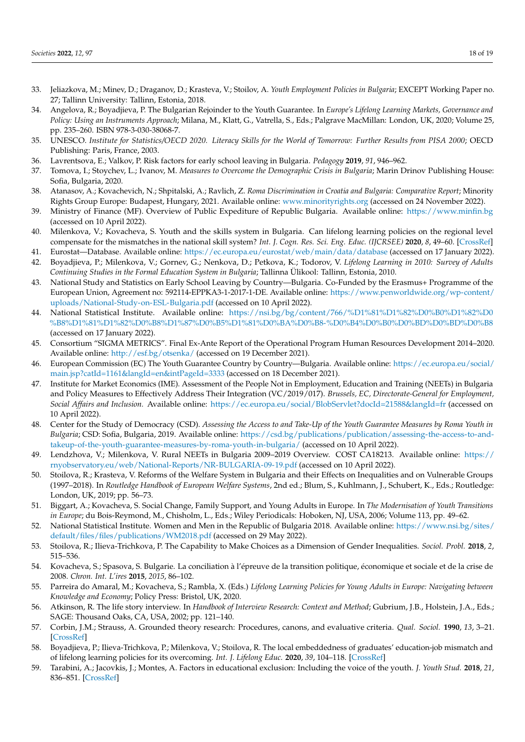33. Jeliazkova, M.; Minev, D.; Draganov, D.; Krasteva, V.; Stoilov, A. *Youth Employment Policies in Bulgaria*; EXCEPT Working Paper no. 27; Tallinn University: Tallinn, Estonia, 2018.
34. Angelova, R.; Boyadjieva, P. The Bulgarian Rejoinder to the Youth Guarantee. In *Europe's Lifelong Learning Markets, Governance and Policy: Using an Instruments Approach*; Milana, M., Klatt, G., Vatrella, S., Eds.; Palgrave MacMillan: London, UK, 2020; Volume 25, pp. 235–260. ISBN 978-3-030-38068-7.
35. UNESCO. *Institute for Statistics/OECD 2020. Literacy Skills for the World of Tomorrow: Further Results from PISA 2000*; OECD Publishing: Paris, France, 2003.
36. Lavrentsova, E.; Valkov, P. Risk factors for early school leaving in Bulgaria. *Pedagogy* **2019**, *91*, 946–962.
37. Tomova, I.; Stoychev, L.; Ivanov, M. *Measures to Overcome the Demographic Crisis in Bulgaria*; Marin Drinov Publishing House: Sofia, Bulgaria, 2020.
38. Atanasov, A.; Kovachevich, N.; Shpitalski, A.; Ravlich, Z. *Roma Discrimination in Croatia and Bulgaria: Comparative Report*; Minority Rights Group Europe: Budapest, Hungary, 2021. Available online: www.minorityrights.org (accessed on 24 November 2022).
39. Ministry of Finance (MF). Overview of Public Expediture of Republic Bulgaria. Available online: https://www.minfin.bg (accessed on 10 April 2022).
40. Milenkova, V.; Kovacheva, S. Youth and the skills system in Bulgaria. Can lifelong learning policies on the regional level compensate for the mismatches in the national skill system? *Int. J. Cogn. Res. Sci. Eng. Educ. (IJCRSEE)* **2020**, *8*, 49–60. [CrossRef]
41. Eurostat—Database. Available online: https://ec.europa.eu/eurostat/web/main/data/database (accessed on 17 January 2022).
42. Boyadjieva, P.; Milenkova, V.; Gornev, G.; Nenkova, D.; Petkova, K.; Todorov, V. *Lifelong Learning in 2010: Survey of Adults Continuing Studies in the Formal Education System in Bulgaria*; Tallinna Ülikool: Tallinn, Estonia, 2010.
43. National Study and Statistics on Early School Leaving by Country—Bulgaria. Co-Funded by the Erasmus+ Programme of the European Union, Agreement no: 592114-EPPKA3-1-2017-1-DE. Available online: https://www.penworldwide.org/wp-content/uploads/National-Study-on-ESL-Bulgaria.pdf (accessed on 10 April 2022).
44. National Statistical Institute. Available online: https://nsi.bg/bg/content/766/%D1%81%D1%82%D0%B0%D1%82%D0%B8%D1%81%D1%82%D0%B8%D1%87%D0%B5%D1%81%D0%BA%D0%B8-%D0%B4%D0%B0%D0%BD%D0%BD%D0%B8 (accessed on 17 January 2022).
45. Consortium "SIGMA METRICS". Final Ex-Ante Report of the Operational Program Human Resources Development 2014–2020. Available online: http://esf.bg/otsenka/ (accessed on 19 December 2021).
46. European Commission (EC) The Youth Guarantee Country by Country—Bulgaria. Available online: https://ec.europa.eu/social/main.jsp?catId=1161&langId=en&intPageId=3333 (accessed on 18 December 2021).
47. Institute for Market Economics (IME). Assessment of the People Not in Employment, Education and Training (NEETs) in Bulgaria and Policy Measures to Effectively Address Their Integration (VC/2019/017). *Brussels, EC, Directorate-General for Employment, Social Affairs and Inclusion.* Available online: https://ec.europa.eu/social/BlobServlet?docId=21588&langId=fr (accessed on 10 April 2022).
48. Center for the Study of Democracy (CSD). *Assessing the Access to and Take-Up of the Youth Guarantee Measures by Roma Youth in Bulgaria*; CSD: Sofia, Bulgaria, 2019. Available online: https://csd.bg/publications/publication/assessing-the-access-to-and-takeup-of-the-youth-guarantee-measures-by-roma-youth-in-bulgaria/ (accessed on 10 April 2022).
49. Lendzhova, V.; Milenkova, V. Rural NEETs in Bulgaria 2009–2019 Overview. COST CA18213. Available online: https://rnyobservatory.eu/web/National-Reports/NR-BULGARIA-09-19.pdf (accessed on 10 April 2022).
50. Stoilova, R.; Krasteva, V. Reforms of the Welfare System in Bulgaria and their Effects on Inequalities and on Vulnerable Groups (1997–2018). In *Routledge Handbook of European Welfare Systems*, 2nd ed.; Blum, S., Kuhlmann, J., Schubert, K., Eds.; Routledge: London, UK, 2019; pp. 56–73.
51. Biggart, A.; Kovacheva, S. Social Change, Family Support, and Young Adults in Europe. In *The Modernisation of Youth Transitions in Europe*; du Bois-Reymond, M., Chisholm, L., Eds.; Wiley Periodicals: Hoboken, NJ, USA, 2006; Volume 113, pp. 49–62.
52. National Statistical Institute. Women and Men in the Republic of Bulgaria 2018. Available online: https://www.nsi.bg/sites/default/files/files/publications/WM2018.pdf (accessed on 29 May 2022).
53. Stoilova, R.; Ilieva-Trichkova, P. The Capability to Make Choices as a Dimension of Gender Inequalities. *Sociol. Probl.* **2018**, *2*, 515–536.
54. Kovacheva, S.; Spasova, S. Bulgarie. La conciliation à l'épreuve de la transition politique, économique et sociale et de la crise de 2008. *Chron. Int. L'ires* **2015**, *2015*, 86–102.
55. Parreira do Amaral, M.; Kovacheva, S.; Rambla, X. (Eds.) *Lifelong Learning Policies for Young Adults in Europe: Navigating between Knowledge and Economy*; Policy Press: Bristol, UK, 2020.
56. Atkinson, R. The life story interview. In *Handbook of Interview Research: Context and Method*; Gubrium, J.B., Holstein, J.A., Eds.; SAGE: Thousand Oaks, CA, USA, 2002; pp. 121–140.
57. Corbin, J.M.; Strauss, A. Grounded theory research: Procedures, canons, and evaluative criteria. *Qual. Sociol.* **1990**, *13*, 3–21. [CrossRef]
58. Boyadjieva, P.; Ilieva-Trichkova, P.; Milenkova, V.; Stoilova, R. The local embeddedness of graduates' education-job mismatch and of lifelong learning policies for its overcoming. *Int. J. Lifelong Educ.* **2020**, *39*, 104–118. [CrossRef]
59. Tarabini, A.; Jacovkis, J.; Montes, A. Factors in educational exclusion: Including the voice of the youth. *J. Youth Stud.* **2018**, *21*, 836–851. [CrossRef]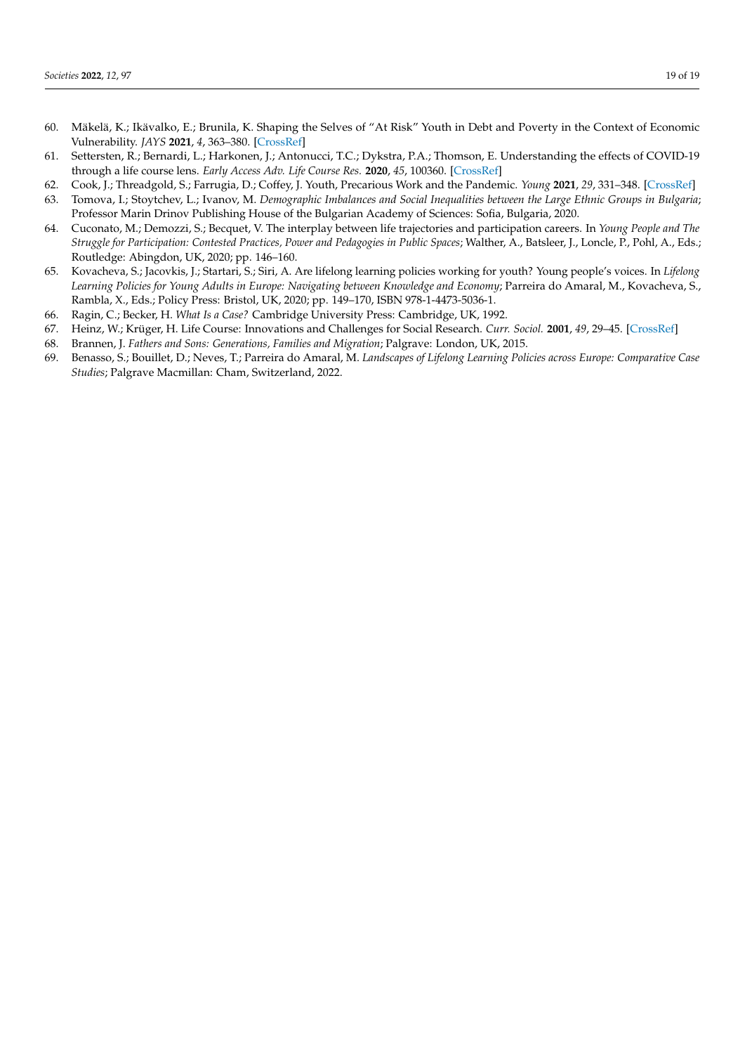60. Mäkelä, K.; Ikävalko, E.; Brunila, K. Shaping the Selves of "At Risk" Youth in Debt and Poverty in the Context of Economic Vulnerability. *JAYS* **2021**, *4*, 363–380. [CrossRef]
61. Settersten, R.; Bernardi, L.; Harkonen, J.; Antonucci, T.C.; Dykstra, P.A.; Thomson, E. Understanding the effects of COVID-19 through a life course lens. *Early Access Adv. Life Course Res.* **2020**, *45*, 100360. [CrossRef]
62. Cook, J.; Threadgold, S.; Farrugia, D.; Coffey, J. Youth, Precarious Work and the Pandemic. *Young* **2021**, *29*, 331–348. [CrossRef]
63. Tomova, I.; Stoytchev, L.; Ivanov, M. *Demographic Imbalances and Social Inequalities between the Large Ethnic Groups in Bulgaria*; Professor Marin Drinov Publishing House of the Bulgarian Academy of Sciences: Sofia, Bulgaria, 2020.
64. Cuconato, M.; Demozzi, S.; Becquet, V. The interplay between life trajectories and participation careers. In *Young People and The Struggle for Participation: Contested Practices, Power and Pedagogies in Public Spaces*; Walther, A., Batsleer, J., Loncle, P., Pohl, A., Eds.; Routledge: Abingdon, UK, 2020; pp. 146–160.
65. Kovacheva, S.; Jacovkis, J.; Startari, S.; Siri, A. Are lifelong learning policies working for youth? Young people's voices. In *Lifelong Learning Policies for Young Adults in Europe: Navigating between Knowledge and Economy*; Parreira do Amaral, M., Kovacheva, S., Rambla, X., Eds.; Policy Press: Bristol, UK, 2020; pp. 149–170, ISBN 978-1-4473-5036-1.
66. Ragin, C.; Becker, H. *What Is a Case?* Cambridge University Press: Cambridge, UK, 1992.
67. Heinz, W.; Krüger, H. Life Course: Innovations and Challenges for Social Research. *Curr. Sociol.* **2001**, *49*, 29–45. [CrossRef]
68. Brannen, J. *Fathers and Sons: Generations, Families and Migration*; Palgrave: London, UK, 2015.
69. Benasso, S.; Bouillet, D.; Neves, T.; Parreira do Amaral, M. *Landscapes of Lifelong Learning Policies across Europe: Comparative Case Studies*; Palgrave Macmillan: Cham, Switzerland, 2022.